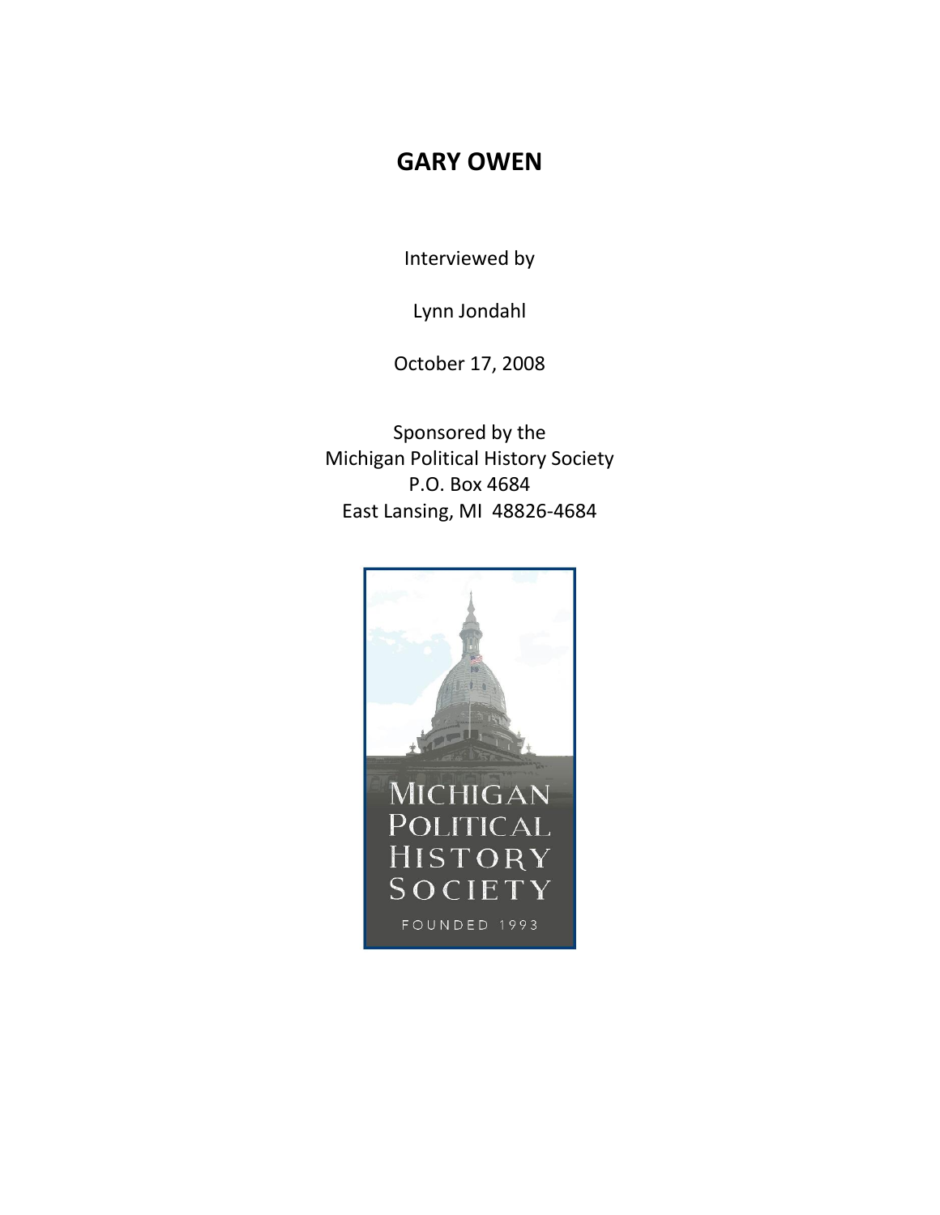# GARY OWEN

Interviewed by

Lynn Jondahl

October 17, 2008

Sponsored by the
Michigan Political History Society
P.O. Box 4684
East Lansing, MI 48826-4684

MICHIGAN
POLITICAL
HISTORY
SOCIETY

FOUNDED 1993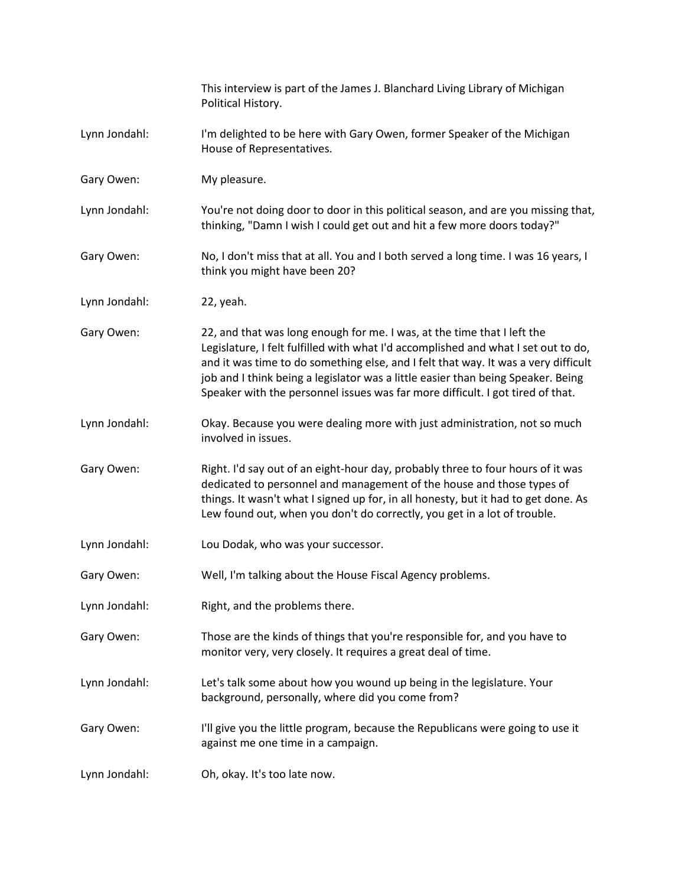This interview is part of the James J. Blanchard Living Library of Michigan Political History.

**Lynn Jondahl:** I'm delighted to be here with Gary Owen, former Speaker of the Michigan House of Representatives.

**Gary Owen:** My pleasure.

**Lynn Jondahl:** You're not doing door to door in this political season, and are you missing that, thinking, "Damn I wish I could get out and hit a few more doors today?"

**Gary Owen:** No, I don't miss that at all. You and I both served a long time. I was 16 years, I think you might have been 20?

**Lynn Jondahl:** 22, yeah.

**Gary Owen:** 22, and that was long enough for me. I was, at the time that I left the Legislature, I felt fulfilled with what I'd accomplished and what I set out to do, and it was time to do something else, and I felt that way. It was a very difficult job and I think being a legislator was a little easier than being Speaker. Being Speaker with the personnel issues was far more difficult. I got tired of that.

**Lynn Jondahl:** Okay. Because you were dealing more with just administration, not so much involved in issues.

**Gary Owen:** Right. I'd say out of an eight-hour day, probably three to four hours of it was dedicated to personnel and management of the house and those types of things. It wasn't what I signed up for, in all honesty, but it had to get done. As Lew found out, when you don't do correctly, you get in a lot of trouble.

**Lynn Jondahl:** Lou Dodak, who was your successor.

**Gary Owen:** Well, I'm talking about the House Fiscal Agency problems.

**Lynn Jondahl:** Right, and the problems there.

**Gary Owen:** Those are the kinds of things that you're responsible for, and you have to monitor very, very closely. It requires a great deal of time.

**Lynn Jondahl:** Let's talk some about how you wound up being in the legislature. Your background, personally, where did you come from?

**Gary Owen:** I'll give you the little program, because the Republicans were going to use it against me one time in a campaign.

**Lynn Jondahl:** Oh, okay. It's too late now.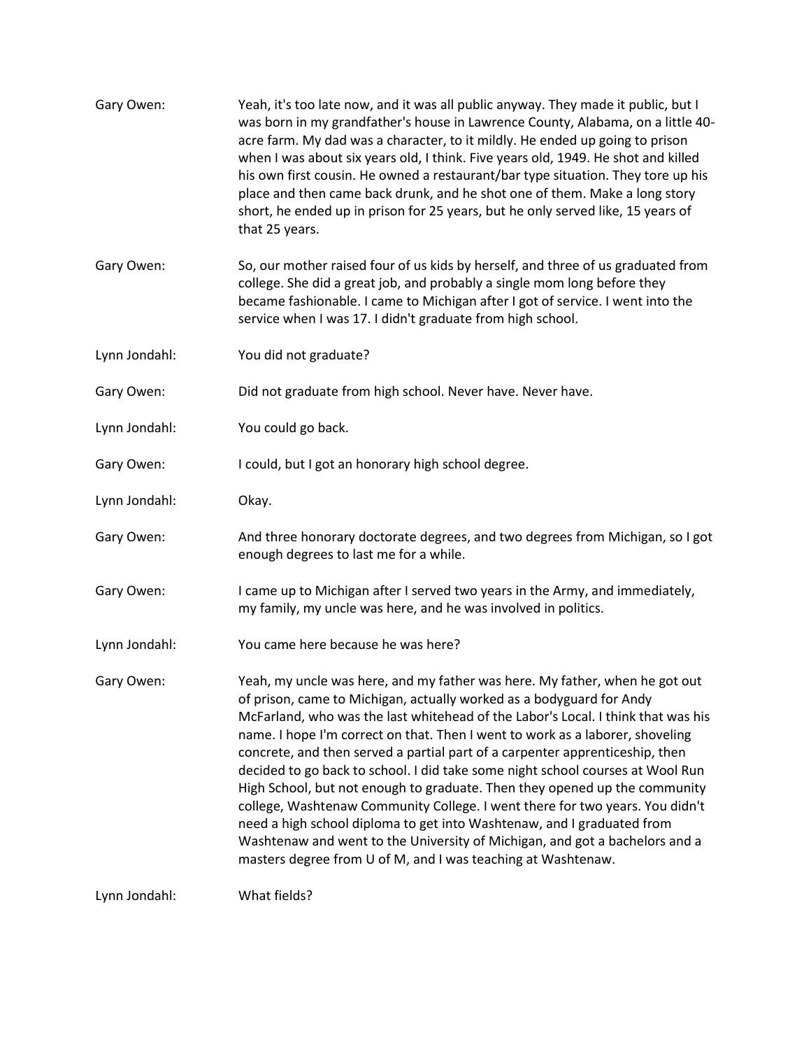Gary Owen: Yeah, it's too late now, and it was all public anyway. They made it public, but I was born in my grandfather's house in Lawrence County, Alabama, on a little 40-acre farm. My dad was a character, to it mildly. He ended up going to prison when I was about six years old, I think. Five years old, 1949. He shot and killed his own first cousin. He owned a restaurant/bar type situation. They tore up his place and then came back drunk, and he shot one of them. Make a long story short, he ended up in prison for 25 years, but he only served like, 15 years of that 25 years.

Gary Owen: So, our mother raised four of us kids by herself, and three of us graduated from college. She did a great job, and probably a single mom long before they became fashionable. I came to Michigan after I got of service. I went into the service when I was 17. I didn't graduate from high school.

Lynn Jondahl: You did not graduate?

Gary Owen: Did not graduate from high school. Never have. Never have.

Lynn Jondahl: You could go back.

Gary Owen: I could, but I got an honorary high school degree.

Lynn Jondahl: Okay.

Gary Owen: And three honorary doctorate degrees, and two degrees from Michigan, so I got enough degrees to last me for a while.

Gary Owen: I came up to Michigan after I served two years in the Army, and immediately, my family, my uncle was here, and he was involved in politics.

Lynn Jondahl: You came here because he was here?

Gary Owen: Yeah, my uncle was here, and my father was here. My father, when he got out of prison, came to Michigan, actually worked as a bodyguard for Andy McFarland, who was the last whitehead of the Labor's Local. I think that was his name. I hope I'm correct on that. Then I went to work as a laborer, shoveling concrete, and then served a partial part of a carpenter apprenticeship, then decided to go back to school. I did take some night school courses at Wool Run High School, but not enough to graduate. Then they opened up the community college, Washtenaw Community College. I went there for two years. You didn't need a high school diploma to get into Washtenaw, and I graduated from Washtenaw and went to the University of Michigan, and got a bachelors and a masters degree from U of M, and I was teaching at Washtenaw.

Lynn Jondahl: What fields?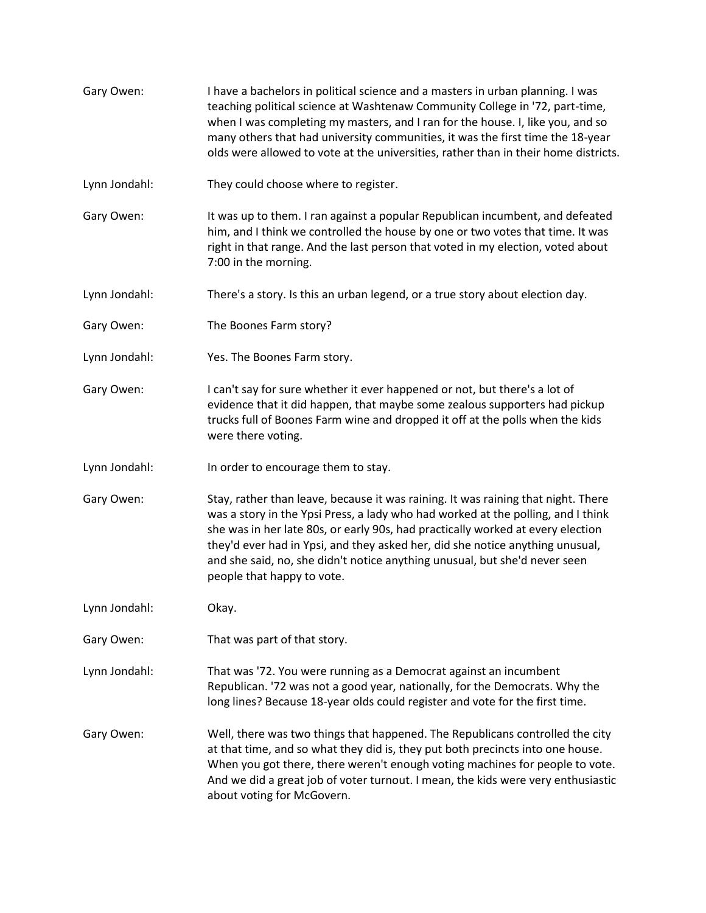Gary Owen: I have a bachelors in political science and a masters in urban planning. I was teaching political science at Washtenaw Community College in '72, part-time, when I was completing my masters, and I ran for the house. I, like you, and so many others that had university communities, it was the first time the 18-year olds were allowed to vote at the universities, rather than in their home districts.

Lynn Jondahl: They could choose where to register.

Gary Owen: It was up to them. I ran against a popular Republican incumbent, and defeated him, and I think we controlled the house by one or two votes that time. It was right in that range. And the last person that voted in my election, voted about 7:00 in the morning.

Lynn Jondahl: There's a story. Is this an urban legend, or a true story about election day.

Gary Owen: The Boones Farm story?

Lynn Jondahl: Yes. The Boones Farm story.

Gary Owen: I can't say for sure whether it ever happened or not, but there's a lot of evidence that it did happen, that maybe some zealous supporters had pickup trucks full of Boones Farm wine and dropped it off at the polls when the kids were there voting.

Lynn Jondahl: In order to encourage them to stay.

Gary Owen: Stay, rather than leave, because it was raining. It was raining that night. There was a story in the Ypsi Press, a lady who had worked at the polling, and I think she was in her late 80s, or early 90s, had practically worked at every election they'd ever had in Ypsi, and they asked her, did she notice anything unusual, and she said, no, she didn't notice anything unusual, but she'd never seen people that happy to vote.

Lynn Jondahl: Okay.

Gary Owen: That was part of that story.

Lynn Jondahl: That was '72. You were running as a Democrat against an incumbent Republican. '72 was not a good year, nationally, for the Democrats. Why the long lines? Because 18-year olds could register and vote for the first time.

Gary Owen: Well, there was two things that happened. The Republicans controlled the city at that time, and so what they did is, they put both precincts into one house. When you got there, there weren't enough voting machines for people to vote. And we did a great job of voter turnout. I mean, the kids were very enthusiastic about voting for McGovern.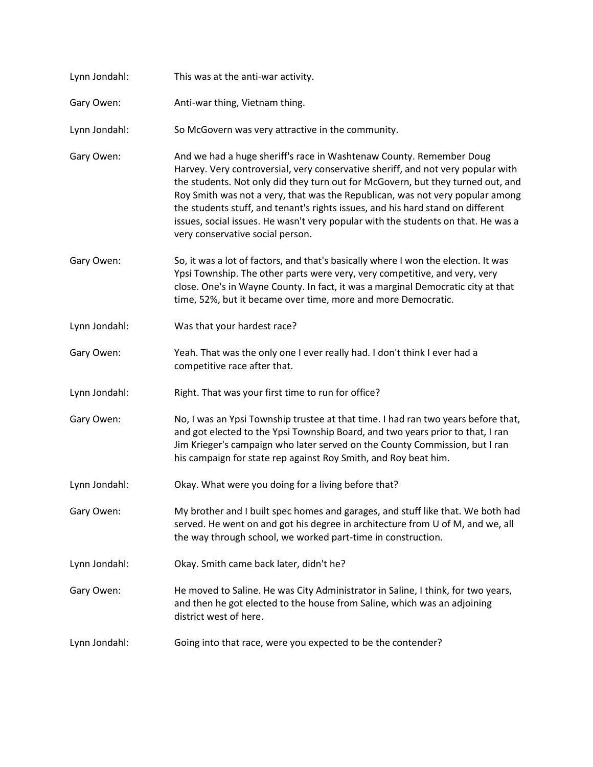Lynn Jondahl: This was at the anti-war activity.

Gary Owen: Anti-war thing, Vietnam thing.

Lynn Jondahl: So McGovern was very attractive in the community.

Gary Owen: And we had a huge sheriff's race in Washtenaw County. Remember Doug Harvey. Very controversial, very conservative sheriff, and not very popular with the students. Not only did they turn out for McGovern, but they turned out, and Roy Smith was not a very, that was the Republican, was not very popular among the students stuff, and tenant's rights issues, and his hard stand on different issues, social issues. He wasn't very popular with the students on that. He was a very conservative social person.

Gary Owen: So, it was a lot of factors, and that's basically where I won the election. It was Ypsi Township. The other parts were very, very competitive, and very, very close. One's in Wayne County. In fact, it was a marginal Democratic city at that time, 52%, but it became over time, more and more Democratic.

Lynn Jondahl: Was that your hardest race?

Gary Owen: Yeah. That was the only one I ever really had. I don't think I ever had a competitive race after that.

Lynn Jondahl: Right. That was your first time to run for office?

Gary Owen: No, I was an Ypsi Township trustee at that time. I had ran two years before that, and got elected to the Ypsi Township Board, and two years prior to that, I ran Jim Krieger's campaign who later served on the County Commission, but I ran his campaign for state rep against Roy Smith, and Roy beat him.

Lynn Jondahl: Okay. What were you doing for a living before that?

Gary Owen: My brother and I built spec homes and garages, and stuff like that. We both had served. He went on and got his degree in architecture from U of M, and we, all the way through school, we worked part-time in construction.

Lynn Jondahl: Okay. Smith came back later, didn't he?

Gary Owen: He moved to Saline. He was City Administrator in Saline, I think, for two years, and then he got elected to the house from Saline, which was an adjoining district west of here.

Lynn Jondahl: Going into that race, were you expected to be the contender?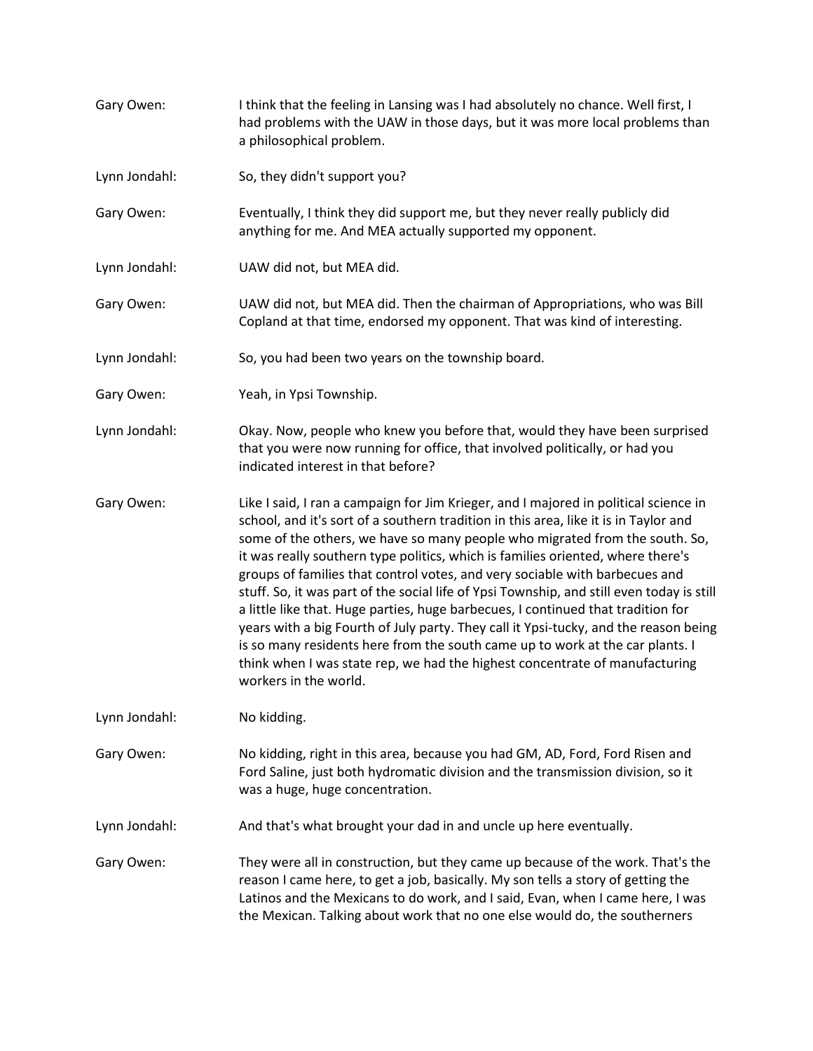Gary Owen: I think that the feeling in Lansing was I had absolutely no chance. Well first, I had problems with the UAW in those days, but it was more local problems than a philosophical problem.

Lynn Jondahl: So, they didn't support you?

Gary Owen: Eventually, I think they did support me, but they never really publicly did anything for me. And MEA actually supported my opponent.

Lynn Jondahl: UAW did not, but MEA did.

Gary Owen: UAW did not, but MEA did. Then the chairman of Appropriations, who was Bill Copland at that time, endorsed my opponent. That was kind of interesting.

Lynn Jondahl: So, you had been two years on the township board.

Gary Owen: Yeah, in Ypsi Township.

Lynn Jondahl: Okay. Now, people who knew you before that, would they have been surprised that you were now running for office, that involved politically, or had you indicated interest in that before?

Gary Owen: Like I said, I ran a campaign for Jim Krieger, and I majored in political science in school, and it's sort of a southern tradition in this area, like it is in Taylor and some of the others, we have so many people who migrated from the south. So, it was really southern type politics, which is families oriented, where there's groups of families that control votes, and very sociable with barbecues and stuff. So, it was part of the social life of Ypsi Township, and still even today is still a little like that. Huge parties, huge barbecues, I continued that tradition for years with a big Fourth of July party. They call it Ypsi-tucky, and the reason being is so many residents here from the south came up to work at the car plants. I think when I was state rep, we had the highest concentrate of manufacturing workers in the world.

Lynn Jondahl: No kidding.

Gary Owen: No kidding, right in this area, because you had GM, AD, Ford, Ford Risen and Ford Saline, just both hydromatic division and the transmission division, so it was a huge, huge concentration.

Lynn Jondahl: And that's what brought your dad in and uncle up here eventually.

Gary Owen: They were all in construction, but they came up because of the work. That's the reason I came here, to get a job, basically. My son tells a story of getting the Latinos and the Mexicans to do work, and I said, Evan, when I came here, I was the Mexican. Talking about work that no one else would do, the southerners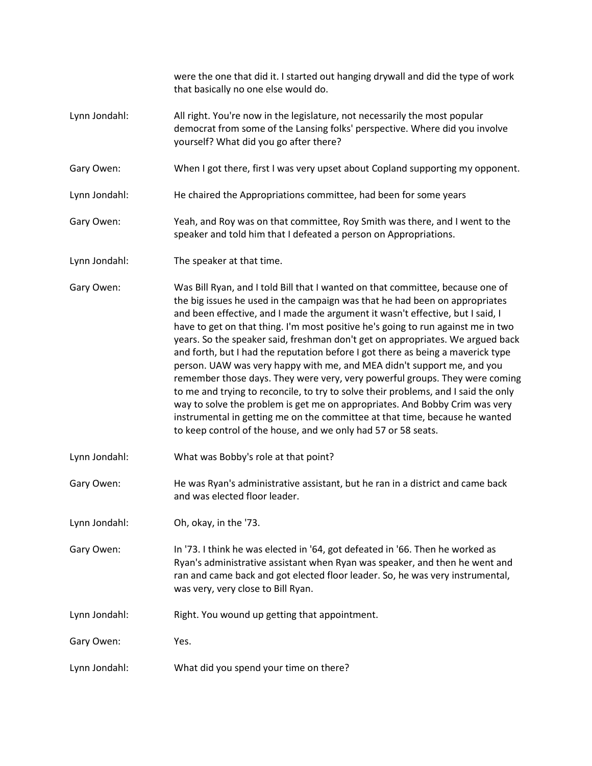were the one that did it. I started out hanging drywall and did the type of work that basically no one else would do.

Lynn Jondahl: All right. You're now in the legislature, not necessarily the most popular democrat from some of the Lansing folks' perspective. Where did you involve yourself? What did you go after there?

Gary Owen: When I got there, first I was very upset about Copland supporting my opponent.

Lynn Jondahl: He chaired the Appropriations committee, had been for some years

Gary Owen: Yeah, and Roy was on that committee, Roy Smith was there, and I went to the speaker and told him that I defeated a person on Appropriations.

Lynn Jondahl: The speaker at that time.

Gary Owen: Was Bill Ryan, and I told Bill that I wanted on that committee, because one of the big issues he used in the campaign was that he had been on appropriates and been effective, and I made the argument it wasn't effective, but I said, I have to get on that thing. I'm most positive he's going to run against me in two years. So the speaker said, freshman don't get on appropriates. We argued back and forth, but I had the reputation before I got there as being a maverick type person. UAW was very happy with me, and MEA didn't support me, and you remember those days. They were very, very powerful groups. They were coming to me and trying to reconcile, to try to solve their problems, and I said the only way to solve the problem is get me on appropriates. And Bobby Crim was very instrumental in getting me on the committee at that time, because he wanted to keep control of the house, and we only had 57 or 58 seats.

Lynn Jondahl: What was Bobby's role at that point?

Gary Owen: He was Ryan's administrative assistant, but he ran in a district and came back and was elected floor leader.

Lynn Jondahl: Oh, okay, in the '73.

Gary Owen: In '73. I think he was elected in '64, got defeated in '66. Then he worked as Ryan's administrative assistant when Ryan was speaker, and then he went and ran and came back and got elected floor leader. So, he was very instrumental, was very, very close to Bill Ryan.

Lynn Jondahl: Right. You wound up getting that appointment.

Gary Owen: Yes.

Lynn Jondahl: What did you spend your time on there?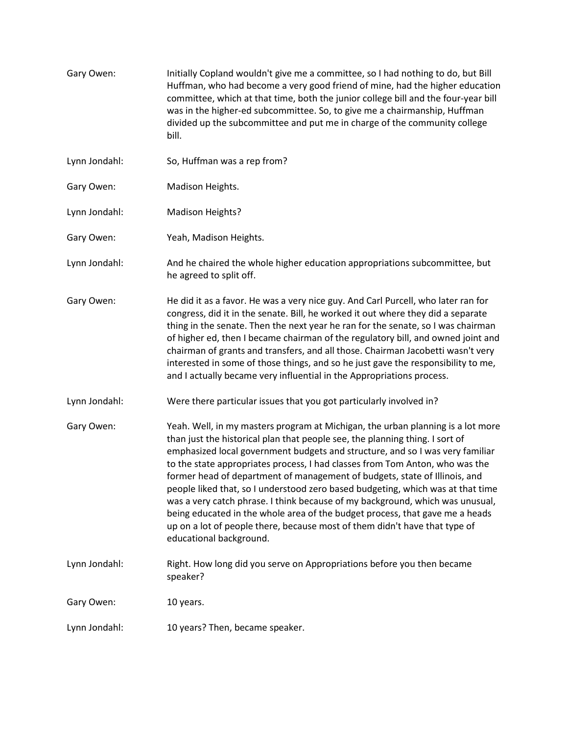Gary Owen: Initially Copland wouldn't give me a committee, so I had nothing to do, but Bill Huffman, who had become a very good friend of mine, had the higher education committee, which at that time, both the junior college bill and the four-year bill was in the higher-ed subcommittee. So, to give me a chairmanship, Huffman divided up the subcommittee and put me in charge of the community college bill.

Lynn Jondahl: So, Huffman was a rep from?

Gary Owen: Madison Heights.

Lynn Jondahl: Madison Heights?

Gary Owen: Yeah, Madison Heights.

Lynn Jondahl: And he chaired the whole higher education appropriations subcommittee, but he agreed to split off.

Gary Owen: He did it as a favor. He was a very nice guy. And Carl Purcell, who later ran for congress, did it in the senate. Bill, he worked it out where they did a separate thing in the senate. Then the next year he ran for the senate, so I was chairman of higher ed, then I became chairman of the regulatory bill, and owned joint and chairman of grants and transfers, and all those. Chairman Jacobetti wasn't very interested in some of those things, and so he just gave the responsibility to me, and I actually became very influential in the Appropriations process.

Lynn Jondahl: Were there particular issues that you got particularly involved in?

Gary Owen: Yeah. Well, in my masters program at Michigan, the urban planning is a lot more than just the historical plan that people see, the planning thing. I sort of emphasized local government budgets and structure, and so I was very familiar to the state appropriates process, I had classes from Tom Anton, who was the former head of department of management of budgets, state of Illinois, and people liked that, so I understood zero based budgeting, which was at that time was a very catch phrase. I think because of my background, which was unusual, being educated in the whole area of the budget process, that gave me a heads up on a lot of people there, because most of them didn't have that type of educational background.

Lynn Jondahl: Right. How long did you serve on Appropriations before you then became speaker?

Gary Owen: 10 years.

Lynn Jondahl: 10 years? Then, became speaker.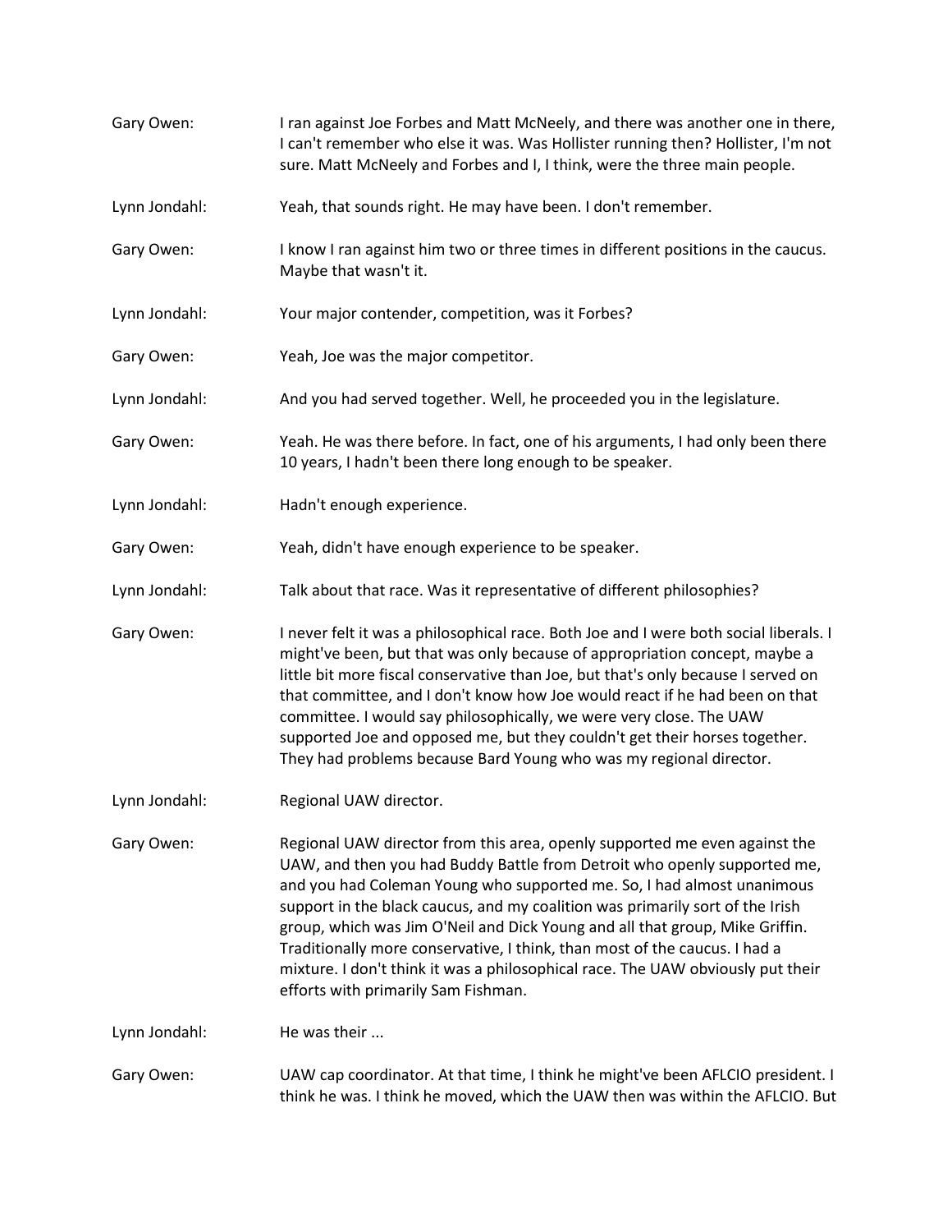Gary Owen: I ran against Joe Forbes and Matt McNeely, and there was another one in there, I can't remember who else it was. Was Hollister running then? Hollister, I'm not sure. Matt McNeely and Forbes and I, I think, were the three main people.

Lynn Jondahl: Yeah, that sounds right. He may have been. I don't remember.

Gary Owen: I know I ran against him two or three times in different positions in the caucus. Maybe that wasn't it.

Lynn Jondahl: Your major contender, competition, was it Forbes?

Gary Owen: Yeah, Joe was the major competitor.

Lynn Jondahl: And you had served together. Well, he proceeded you in the legislature.

Gary Owen: Yeah. He was there before. In fact, one of his arguments, I had only been there 10 years, I hadn't been there long enough to be speaker.

Lynn Jondahl: Hadn't enough experience.

Gary Owen: Yeah, didn't have enough experience to be speaker.

Lynn Jondahl: Talk about that race. Was it representative of different philosophies?

Gary Owen: I never felt it was a philosophical race. Both Joe and I were both social liberals. I might've been, but that was only because of appropriation concept, maybe a little bit more fiscal conservative than Joe, but that's only because I served on that committee, and I don't know how Joe would react if he had been on that committee. I would say philosophically, we were very close. The UAW supported Joe and opposed me, but they couldn't get their horses together. They had problems because Bard Young who was my regional director.

Lynn Jondahl: Regional UAW director.

Gary Owen: Regional UAW director from this area, openly supported me even against the UAW, and then you had Buddy Battle from Detroit who openly supported me, and you had Coleman Young who supported me. So, I had almost unanimous support in the black caucus, and my coalition was primarily sort of the Irish group, which was Jim O'Neil and Dick Young and all that group, Mike Griffin. Traditionally more conservative, I think, than most of the caucus. I had a mixture. I don't think it was a philosophical race. The UAW obviously put their efforts with primarily Sam Fishman.

Lynn Jondahl: He was their ...

Gary Owen: UAW cap coordinator. At that time, I think he might've been AFLCIO president. I think he was. I think he moved, which the UAW then was within the AFLCIO. But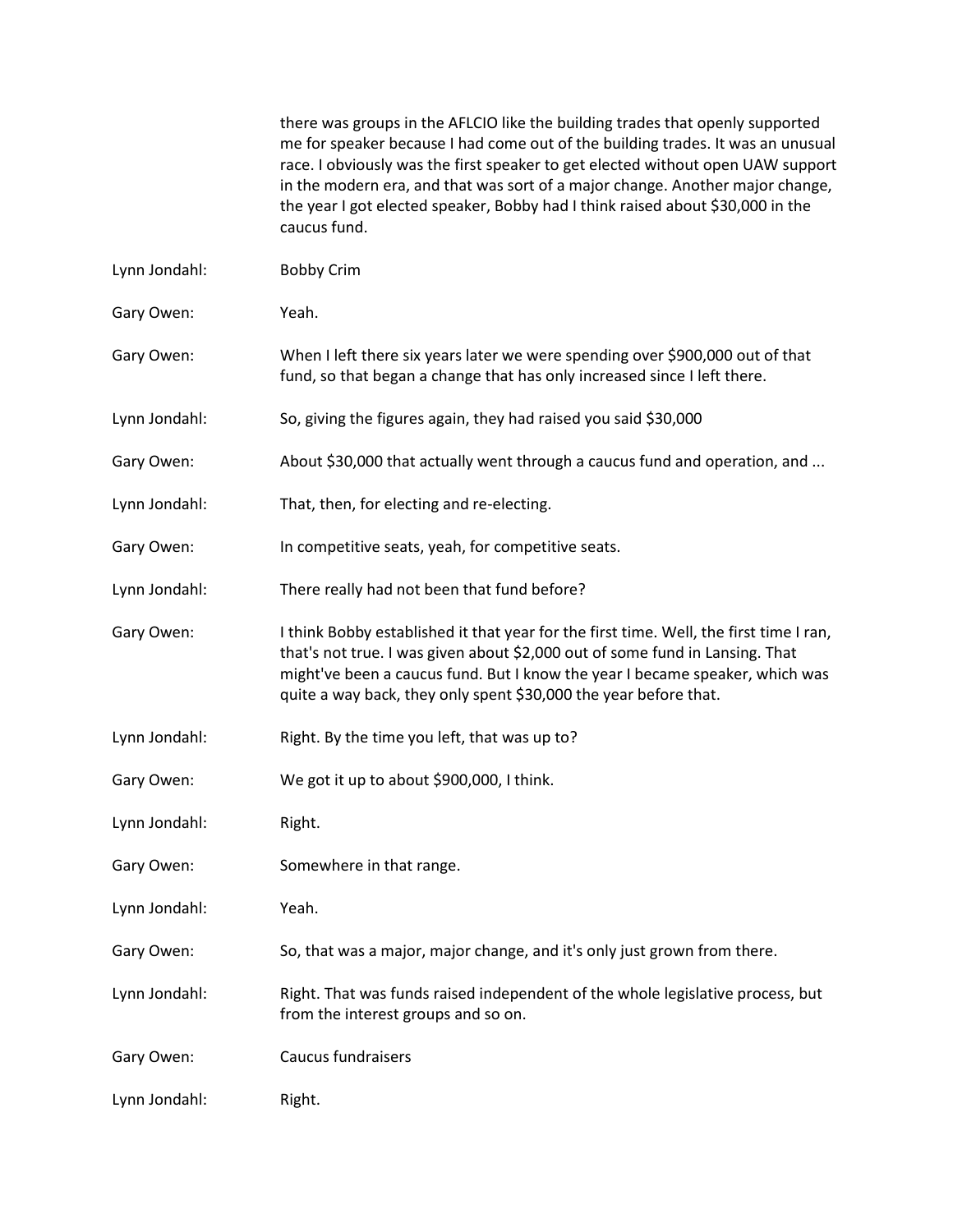there was groups in the AFLCIO like the building trades that openly supported me for speaker because I had come out of the building trades. It was an unusual race. I obviously was the first speaker to get elected without open UAW support in the modern era, and that was sort of a major change. Another major change, the year I got elected speaker, Bobby had I think raised about $30,000 in the caucus fund.

**Lynn Jondahl:** Bobby Crim

**Gary Owen:** Yeah.

**Gary Owen:** When I left there six years later we were spending over $900,000 out of that fund, so that began a change that has only increased since I left there.

**Lynn Jondahl:** So, giving the figures again, they had raised you said $30,000

**Gary Owen:** About $30,000 that actually went through a caucus fund and operation, and ...

**Lynn Jondahl:** That, then, for electing and re-electing.

**Gary Owen:** In competitive seats, yeah, for competitive seats.

**Lynn Jondahl:** There really had not been that fund before?

**Gary Owen:** I think Bobby established it that year for the first time. Well, the first time I ran, that's not true. I was given about $2,000 out of some fund in Lansing. That might've been a caucus fund. But I know the year I became speaker, which was quite a way back, they only spent $30,000 the year before that.

**Lynn Jondahl:** Right. By the time you left, that was up to?

**Gary Owen:** We got it up to about $900,000, I think.

**Lynn Jondahl:** Right.

**Gary Owen:** Somewhere in that range.

**Lynn Jondahl:** Yeah.

**Gary Owen:** So, that was a major, major change, and it's only just grown from there.

**Lynn Jondahl:** Right. That was funds raised independent of the whole legislative process, but from the interest groups and so on.

**Gary Owen:** Caucus fundraisers

**Lynn Jondahl:** Right.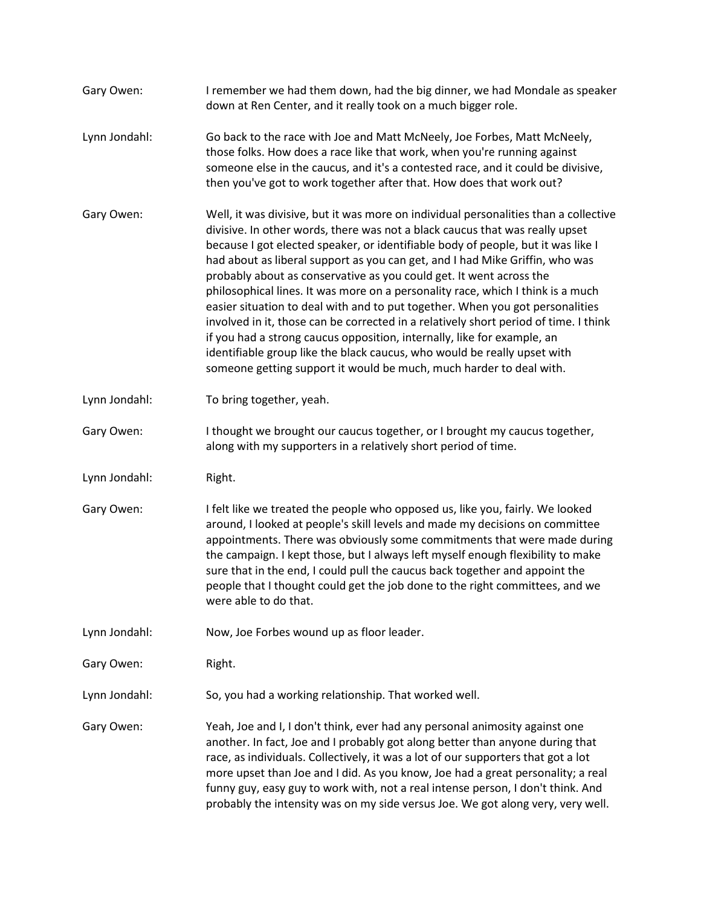Gary Owen: I remember we had them down, had the big dinner, we had Mondale as speaker down at Ren Center, and it really took on a much bigger role.

Lynn Jondahl: Go back to the race with Joe and Matt McNeely, Joe Forbes, Matt McNeely, those folks. How does a race like that work, when you're running against someone else in the caucus, and it's a contested race, and it could be divisive, then you've got to work together after that. How does that work out?

Gary Owen: Well, it was divisive, but it was more on individual personalities than a collective divisive. In other words, there was not a black caucus that was really upset because I got elected speaker, or identifiable body of people, but it was like I had about as liberal support as you can get, and I had Mike Griffin, who was probably about as conservative as you could get. It went across the philosophical lines. It was more on a personality race, which I think is a much easier situation to deal with and to put together. When you got personalities involved in it, those can be corrected in a relatively short period of time. I think if you had a strong caucus opposition, internally, like for example, an identifiable group like the black caucus, who would be really upset with someone getting support it would be much, much harder to deal with.

Lynn Jondahl: To bring together, yeah.

Gary Owen: I thought we brought our caucus together, or I brought my caucus together, along with my supporters in a relatively short period of time.

Lynn Jondahl: Right.

Gary Owen: I felt like we treated the people who opposed us, like you, fairly. We looked around, I looked at people's skill levels and made my decisions on committee appointments. There was obviously some commitments that were made during the campaign. I kept those, but I always left myself enough flexibility to make sure that in the end, I could pull the caucus back together and appoint the people that I thought could get the job done to the right committees, and we were able to do that.

Lynn Jondahl: Now, Joe Forbes wound up as floor leader.

Gary Owen: Right.

Lynn Jondahl: So, you had a working relationship. That worked well.

Gary Owen: Yeah, Joe and I, I don't think, ever had any personal animosity against one another. In fact, Joe and I probably got along better than anyone during that race, as individuals. Collectively, it was a lot of our supporters that got a lot more upset than Joe and I did. As you know, Joe had a great personality; a real funny guy, easy guy to work with, not a real intense person, I don't think. And probably the intensity was on my side versus Joe. We got along very, very well.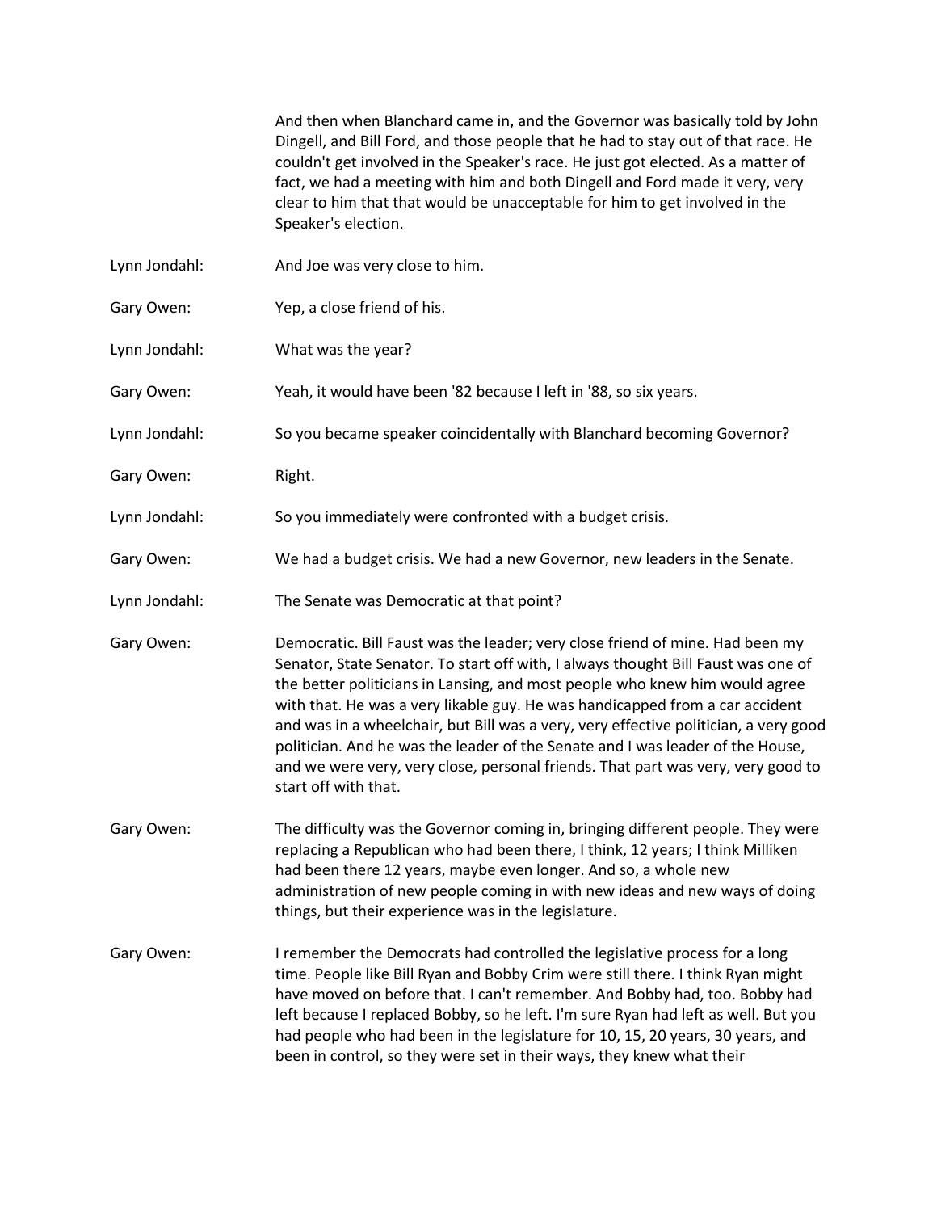And then when Blanchard came in, and the Governor was basically told by John Dingell, and Bill Ford, and those people that he had to stay out of that race. He couldn't get involved in the Speaker's race. He just got elected. As a matter of fact, we had a meeting with him and both Dingell and Ford made it very, very clear to him that that would be unacceptable for him to get involved in the Speaker's election.

**Lynn Jondahl:** And Joe was very close to him.

**Gary Owen:** Yep, a close friend of his.

**Lynn Jondahl:** What was the year?

**Gary Owen:** Yeah, it would have been '82 because I left in '88, so six years.

**Lynn Jondahl:** So you became speaker coincidentally with Blanchard becoming Governor?

**Gary Owen:** Right.

**Lynn Jondahl:** So you immediately were confronted with a budget crisis.

**Gary Owen:** We had a budget crisis. We had a new Governor, new leaders in the Senate.

**Lynn Jondahl:** The Senate was Democratic at that point?

**Gary Owen:** Democratic. Bill Faust was the leader; very close friend of mine. Had been my Senator, State Senator. To start off with, I always thought Bill Faust was one of the better politicians in Lansing, and most people who knew him would agree with that. He was a very likable guy. He was handicapped from a car accident and was in a wheelchair, but Bill was a very, very effective politician, a very good politician. And he was the leader of the Senate and I was leader of the House, and we were very, very close, personal friends. That part was very, very good to start off with that.

**Gary Owen:** The difficulty was the Governor coming in, bringing different people. They were replacing a Republican who had been there, I think, 12 years; I think Milliken had been there 12 years, maybe even longer. And so, a whole new administration of new people coming in with new ideas and new ways of doing things, but their experience was in the legislature.

**Gary Owen:** I remember the Democrats had controlled the legislative process for a long time. People like Bill Ryan and Bobby Crim were still there. I think Ryan might have moved on before that. I can't remember. And Bobby had, too. Bobby had left because I replaced Bobby, so he left. I'm sure Ryan had left as well. But you had people who had been in the legislature for 10, 15, 20 years, 30 years, and been in control, so they were set in their ways, they knew what their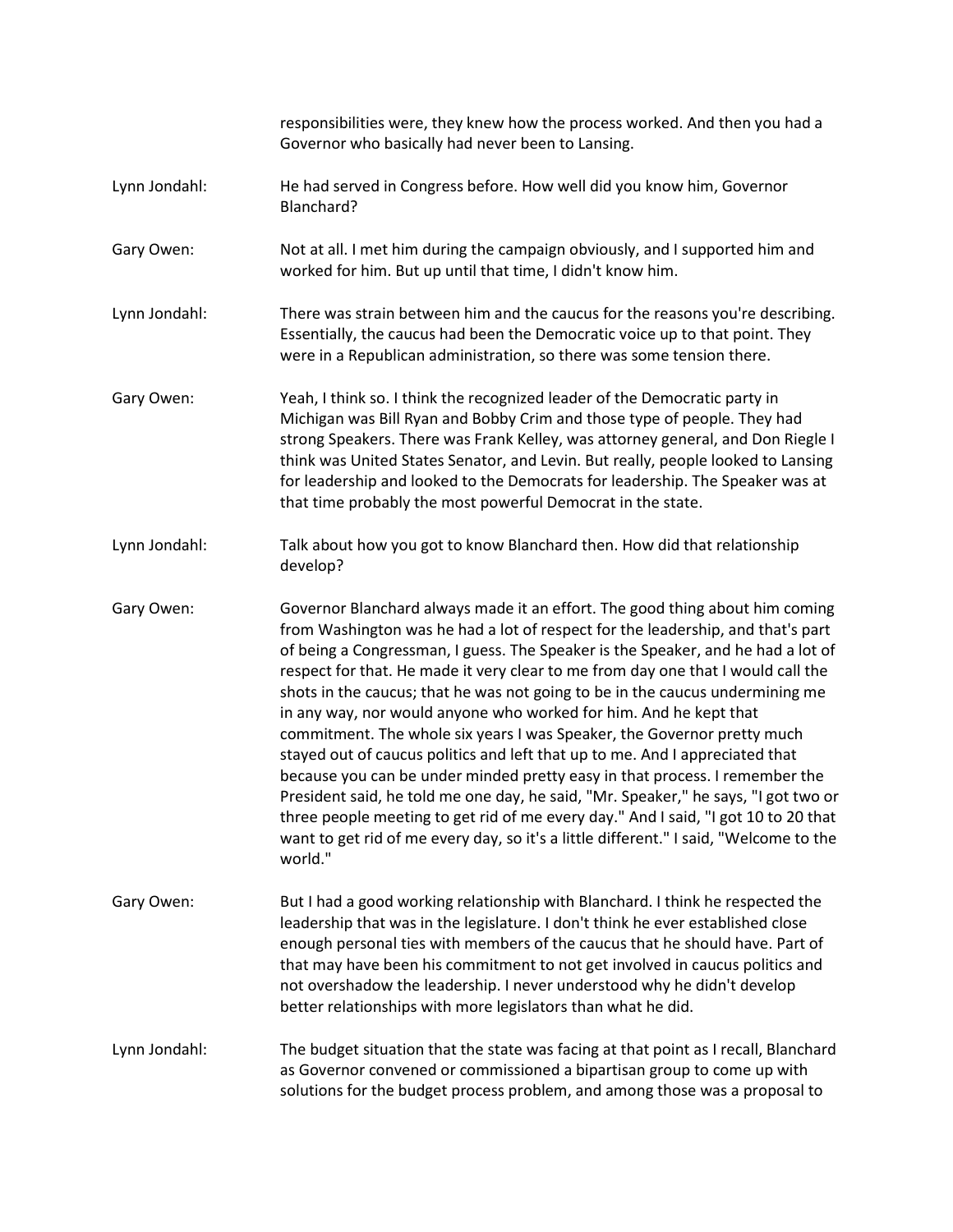responsibilities were, they knew how the process worked. And then you had a Governor who basically had never been to Lansing.

Lynn Jondahl: He had served in Congress before. How well did you know him, Governor Blanchard?

Gary Owen: Not at all. I met him during the campaign obviously, and I supported him and worked for him. But up until that time, I didn't know him.

Lynn Jondahl: There was strain between him and the caucus for the reasons you're describing. Essentially, the caucus had been the Democratic voice up to that point. They were in a Republican administration, so there was some tension there.

Gary Owen: Yeah, I think so. I think the recognized leader of the Democratic party in Michigan was Bill Ryan and Bobby Crim and those type of people. They had strong Speakers. There was Frank Kelley, was attorney general, and Don Riegle I think was United States Senator, and Levin. But really, people looked to Lansing for leadership and looked to the Democrats for leadership. The Speaker was at that time probably the most powerful Democrat in the state.

Lynn Jondahl: Talk about how you got to know Blanchard then. How did that relationship develop?

Gary Owen: Governor Blanchard always made it an effort. The good thing about him coming from Washington was he had a lot of respect for the leadership, and that's part of being a Congressman, I guess. The Speaker is the Speaker, and he had a lot of respect for that. He made it very clear to me from day one that I would call the shots in the caucus; that he was not going to be in the caucus undermining me in any way, nor would anyone who worked for him. And he kept that commitment. The whole six years I was Speaker, the Governor pretty much stayed out of caucus politics and left that up to me. And I appreciated that because you can be under minded pretty easy in that process. I remember the President said, he told me one day, he said, "Mr. Speaker," he says, "I got two or three people meeting to get rid of me every day." And I said, "I got 10 to 20 that want to get rid of me every day, so it's a little different." I said, "Welcome to the world."

Gary Owen: But I had a good working relationship with Blanchard. I think he respected the leadership that was in the legislature. I don't think he ever established close enough personal ties with members of the caucus that he should have. Part of that may have been his commitment to not get involved in caucus politics and not overshadow the leadership. I never understood why he didn't develop better relationships with more legislators than what he did.

Lynn Jondahl: The budget situation that the state was facing at that point as I recall, Blanchard as Governor convened or commissioned a bipartisan group to come up with solutions for the budget process problem, and among those was a proposal to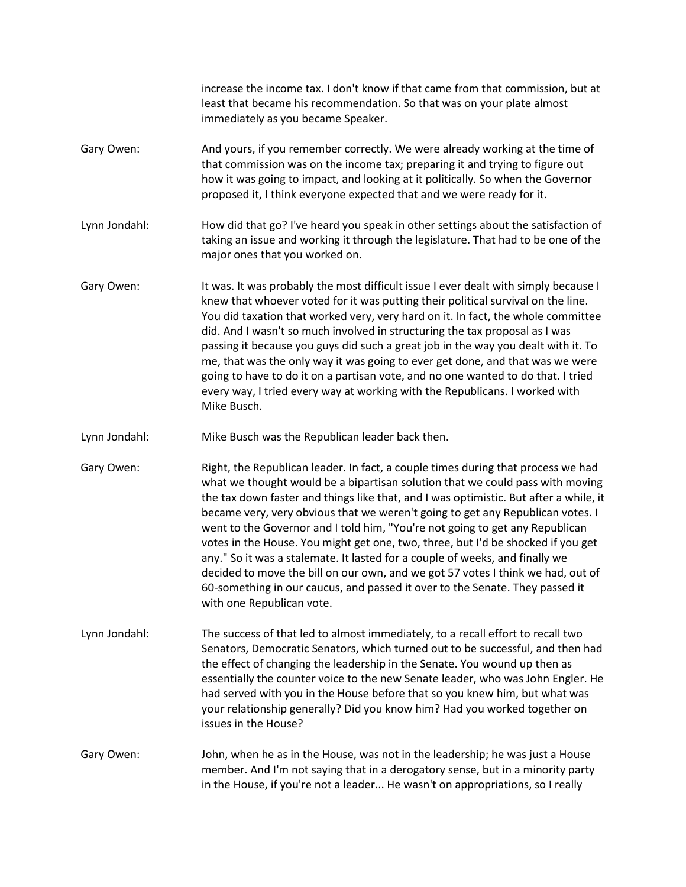increase the income tax. I don't know if that came from that commission, but at least that became his recommendation. So that was on your plate almost immediately as you became Speaker.

Gary Owen: And yours, if you remember correctly. We were already working at the time of that commission was on the income tax; preparing it and trying to figure out how it was going to impact, and looking at it politically. So when the Governor proposed it, I think everyone expected that and we were ready for it.

Lynn Jondahl: How did that go? I've heard you speak in other settings about the satisfaction of taking an issue and working it through the legislature. That had to be one of the major ones that you worked on.

Gary Owen: It was. It was probably the most difficult issue I ever dealt with simply because I knew that whoever voted for it was putting their political survival on the line. You did taxation that worked very, very hard on it. In fact, the whole committee did. And I wasn't so much involved in structuring the tax proposal as I was passing it because you guys did such a great job in the way you dealt with it. To me, that was the only way it was going to ever get done, and that was we were going to have to do it on a partisan vote, and no one wanted to do that. I tried every way, I tried every way at working with the Republicans. I worked with Mike Busch.

Lynn Jondahl: Mike Busch was the Republican leader back then.

Gary Owen: Right, the Republican leader. In fact, a couple times during that process we had what we thought would be a bipartisan solution that we could pass with moving the tax down faster and things like that, and I was optimistic. But after a while, it became very, very obvious that we weren't going to get any Republican votes. I went to the Governor and I told him, "You're not going to get any Republican votes in the House. You might get one, two, three, but I'd be shocked if you get any." So it was a stalemate. It lasted for a couple of weeks, and finally we decided to move the bill on our own, and we got 57 votes I think we had, out of 60-something in our caucus, and passed it over to the Senate. They passed it with one Republican vote.

Lynn Jondahl: The success of that led to almost immediately, to a recall effort to recall two Senators, Democratic Senators, which turned out to be successful, and then had the effect of changing the leadership in the Senate. You wound up then as essentially the counter voice to the new Senate leader, who was John Engler. He had served with you in the House before that so you knew him, but what was your relationship generally? Did you know him? Had you worked together on issues in the House?

Gary Owen: John, when he as in the House, was not in the leadership; he was just a House member. And I'm not saying that in a derogatory sense, but in a minority party in the House, if you're not a leader... He wasn't on appropriations, so I really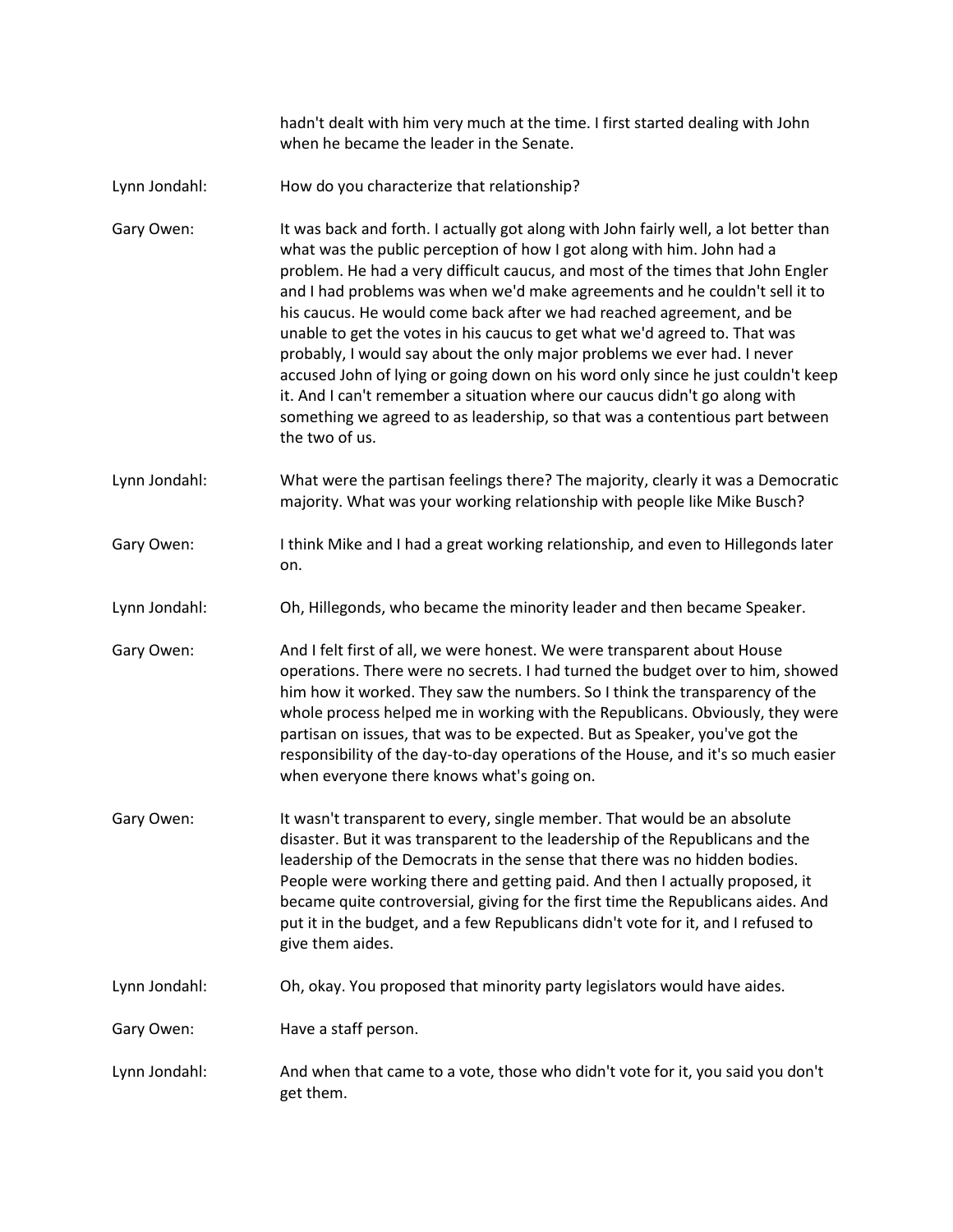hadn't dealt with him very much at the time. I first started dealing with John when he became the leader in the Senate.

Lynn Jondahl: How do you characterize that relationship?

Gary Owen: It was back and forth. I actually got along with John fairly well, a lot better than what was the public perception of how I got along with him. John had a problem. He had a very difficult caucus, and most of the times that John Engler and I had problems was when we'd make agreements and he couldn't sell it to his caucus. He would come back after we had reached agreement, and be unable to get the votes in his caucus to get what we'd agreed to. That was probably, I would say about the only major problems we ever had. I never accused John of lying or going down on his word only since he just couldn't keep it. And I can't remember a situation where our caucus didn't go along with something we agreed to as leadership, so that was a contentious part between the two of us.

Lynn Jondahl: What were the partisan feelings there? The majority, clearly it was a Democratic majority. What was your working relationship with people like Mike Busch?

Gary Owen: I think Mike and I had a great working relationship, and even to Hillegonds later on.

Lynn Jondahl: Oh, Hillegonds, who became the minority leader and then became Speaker.

Gary Owen: And I felt first of all, we were honest. We were transparent about House operations. There were no secrets. I had turned the budget over to him, showed him how it worked. They saw the numbers. So I think the transparency of the whole process helped me in working with the Republicans. Obviously, they were partisan on issues, that was to be expected. But as Speaker, you've got the responsibility of the day-to-day operations of the House, and it's so much easier when everyone there knows what's going on.

Gary Owen: It wasn't transparent to every, single member. That would be an absolute disaster. But it was transparent to the leadership of the Republicans and the leadership of the Democrats in the sense that there was no hidden bodies. People were working there and getting paid. And then I actually proposed, it became quite controversial, giving for the first time the Republicans aides. And put it in the budget, and a few Republicans didn't vote for it, and I refused to give them aides.

Lynn Jondahl: Oh, okay. You proposed that minority party legislators would have aides.

Gary Owen: Have a staff person.

Lynn Jondahl: And when that came to a vote, those who didn't vote for it, you said you don't get them.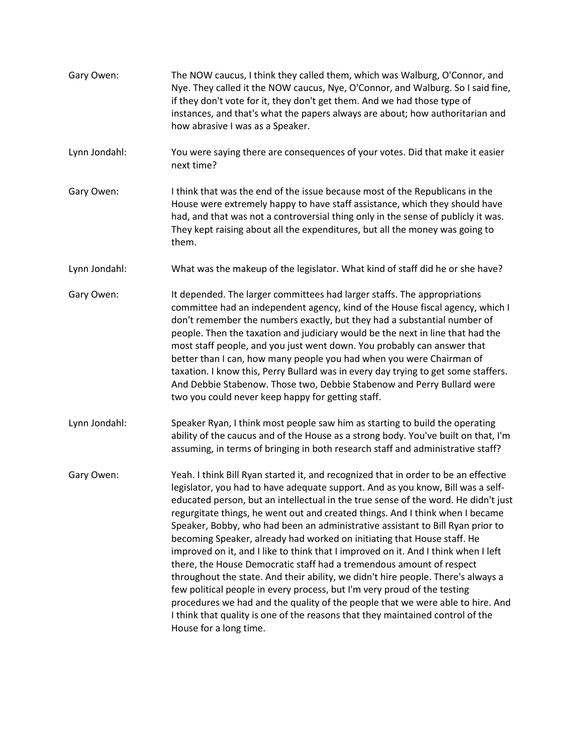Gary Owen: The NOW caucus, I think they called them, which was Walburg, O'Connor, and Nye. They called it the NOW caucus, Nye, O'Connor, and Walburg. So I said fine, if they don't vote for it, they don't get them. And we had those type of instances, and that's what the papers always are about; how authoritarian and how abrasive I was as a Speaker.

Lynn Jondahl: You were saying there are consequences of your votes. Did that make it easier next time?

Gary Owen: I think that was the end of the issue because most of the Republicans in the House were extremely happy to have staff assistance, which they should have had, and that was not a controversial thing only in the sense of publicly it was. They kept raising about all the expenditures, but all the money was going to them.

Lynn Jondahl: What was the makeup of the legislator. What kind of staff did he or she have?

Gary Owen: It depended. The larger committees had larger staffs. The appropriations committee had an independent agency, kind of the House fiscal agency, which I don't remember the numbers exactly, but they had a substantial number of people. Then the taxation and judiciary would be the next in line that had the most staff people, and you just went down. You probably can answer that better than I can, how many people you had when you were Chairman of taxation. I know this, Perry Bullard was in every day trying to get some staffers. And Debbie Stabenow. Those two, Debbie Stabenow and Perry Bullard were two you could never keep happy for getting staff.

Lynn Jondahl: Speaker Ryan, I think most people saw him as starting to build the operating ability of the caucus and of the House as a strong body. You've built on that, I'm assuming, in terms of bringing in both research staff and administrative staff?

Gary Owen: Yeah. I think Bill Ryan started it, and recognized that in order to be an effective legislator, you had to have adequate support. And as you know, Bill was a self-educated person, but an intellectual in the true sense of the word. He didn't just regurgitate things, he went out and created things. And I think when I became Speaker, Bobby, who had been an administrative assistant to Bill Ryan prior to becoming Speaker, already had worked on initiating that House staff. He improved on it, and I like to think that I improved on it. And I think when I left there, the House Democratic staff had a tremendous amount of respect throughout the state. And their ability, we didn't hire people. There's always a few political people in every process, but I'm very proud of the testing procedures we had and the quality of the people that we were able to hire. And I think that quality is one of the reasons that they maintained control of the House for a long time.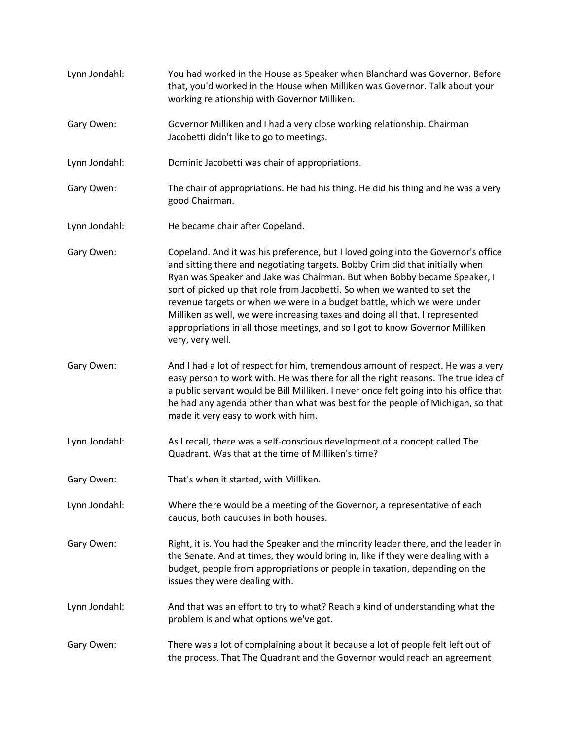Lynn Jondahl: You had worked in the House as Speaker when Blanchard was Governor. Before that, you'd worked in the House when Milliken was Governor. Talk about your working relationship with Governor Milliken.

Gary Owen: Governor Milliken and I had a very close working relationship. Chairman Jacobetti didn't like to go to meetings.

Lynn Jondahl: Dominic Jacobetti was chair of appropriations.

Gary Owen: The chair of appropriations. He had his thing. He did his thing and he was a very good Chairman.

Lynn Jondahl: He became chair after Copeland.

Gary Owen: Copeland. And it was his preference, but I loved going into the Governor's office and sitting there and negotiating targets. Bobby Crim did that initially when Ryan was Speaker and Jake was Chairman. But when Bobby became Speaker, I sort of picked up that role from Jacobetti. So when we wanted to set the revenue targets or when we were in a budget battle, which we were under Milliken as well, we were increasing taxes and doing all that. I represented appropriations in all those meetings, and so I got to know Governor Milliken very, very well.

Gary Owen: And I had a lot of respect for him, tremendous amount of respect. He was a very easy person to work with. He was there for all the right reasons. The true idea of a public servant would be Bill Milliken. I never once felt going into his office that he had any agenda other than what was best for the people of Michigan, so that made it very easy to work with him.

Lynn Jondahl: As I recall, there was a self-conscious development of a concept called The Quadrant. Was that at the time of Milliken's time?

Gary Owen: That's when it started, with Milliken.

Lynn Jondahl: Where there would be a meeting of the Governor, a representative of each caucus, both caucuses in both houses.

Gary Owen: Right, it is. You had the Speaker and the minority leader there, and the leader in the Senate. And at times, they would bring in, like if they were dealing with a budget, people from appropriations or people in taxation, depending on the issues they were dealing with.

Lynn Jondahl: And that was an effort to try to what? Reach a kind of understanding what the problem is and what options we've got.

Gary Owen: There was a lot of complaining about it because a lot of people felt left out of the process. That The Quadrant and the Governor would reach an agreement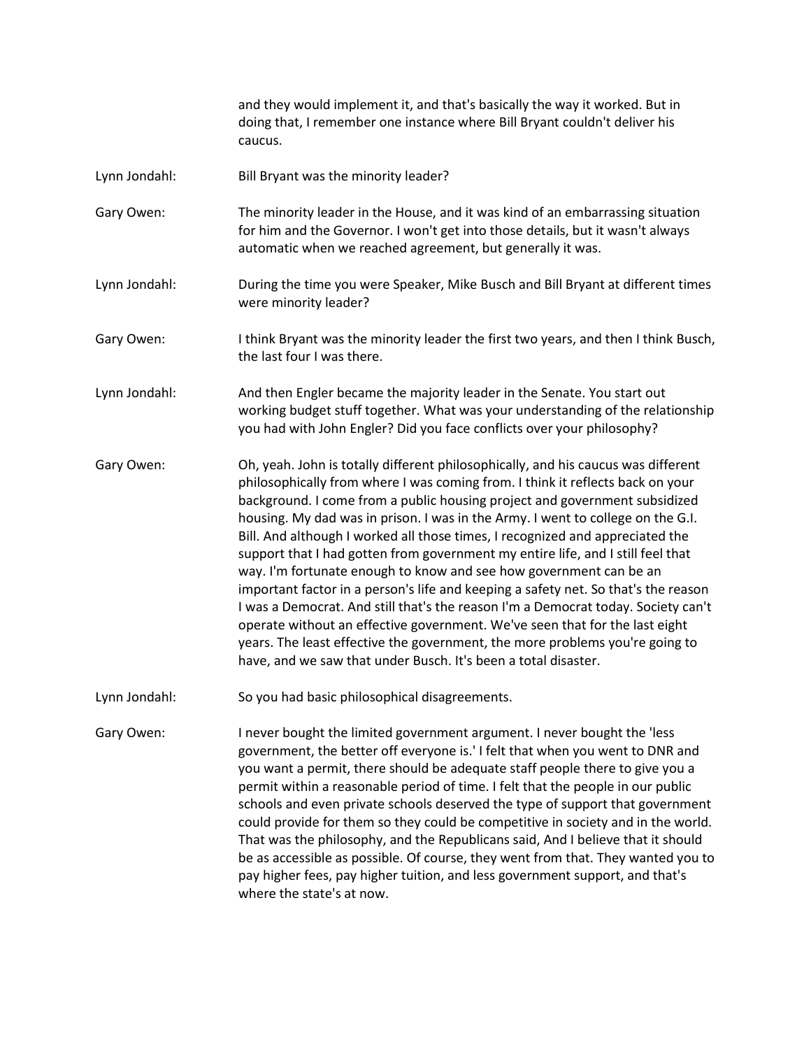and they would implement it, and that's basically the way it worked. But in doing that, I remember one instance where Bill Bryant couldn't deliver his caucus.

Lynn Jondahl: Bill Bryant was the minority leader?

Gary Owen: The minority leader in the House, and it was kind of an embarrassing situation for him and the Governor. I won't get into those details, but it wasn't always automatic when we reached agreement, but generally it was.

Lynn Jondahl: During the time you were Speaker, Mike Busch and Bill Bryant at different times were minority leader?

Gary Owen: I think Bryant was the minority leader the first two years, and then I think Busch, the last four I was there.

Lynn Jondahl: And then Engler became the majority leader in the Senate. You start out working budget stuff together. What was your understanding of the relationship you had with John Engler? Did you face conflicts over your philosophy?

Gary Owen: Oh, yeah. John is totally different philosophically, and his caucus was different philosophically from where I was coming from. I think it reflects back on your background. I come from a public housing project and government subsidized housing. My dad was in prison. I was in the Army. I went to college on the G.I. Bill. And although I worked all those times, I recognized and appreciated the support that I had gotten from government my entire life, and I still feel that way. I'm fortunate enough to know and see how government can be an important factor in a person's life and keeping a safety net. So that's the reason I was a Democrat. And still that's the reason I'm a Democrat today. Society can't operate without an effective government. We've seen that for the last eight years. The least effective the government, the more problems you're going to have, and we saw that under Busch. It's been a total disaster.

Lynn Jondahl: So you had basic philosophical disagreements.

Gary Owen: I never bought the limited government argument. I never bought the 'less government, the better off everyone is.' I felt that when you went to DNR and you want a permit, there should be adequate staff people there to give you a permit within a reasonable period of time. I felt that the people in our public schools and even private schools deserved the type of support that government could provide for them so they could be competitive in society and in the world. That was the philosophy, and the Republicans said, And I believe that it should be as accessible as possible. Of course, they went from that. They wanted you to pay higher fees, pay higher tuition, and less government support, and that's where the state's at now.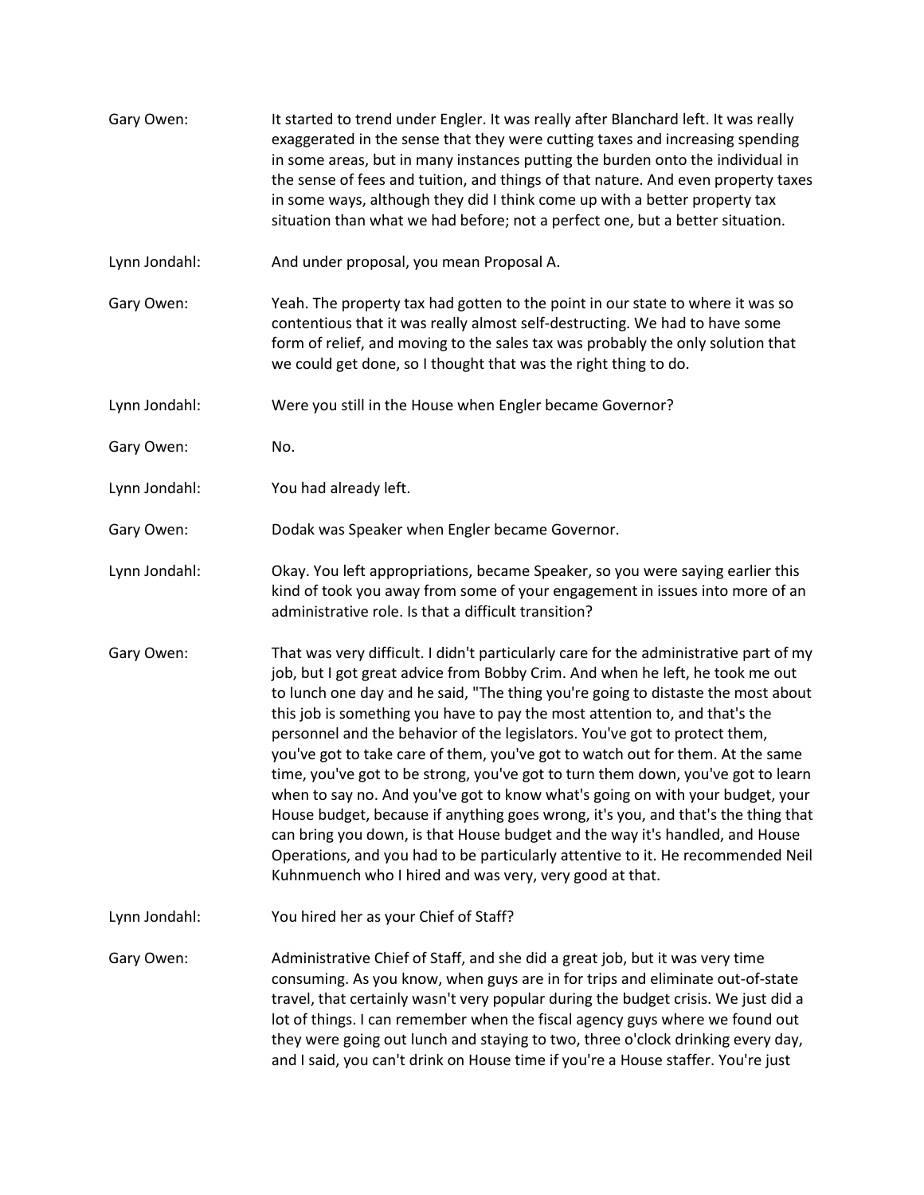Gary Owen: It started to trend under Engler. It was really after Blanchard left. It was really exaggerated in the sense that they were cutting taxes and increasing spending in some areas, but in many instances putting the burden onto the individual in the sense of fees and tuition, and things of that nature. And even property taxes in some ways, although they did I think come up with a better property tax situation than what we had before; not a perfect one, but a better situation.

Lynn Jondahl: And under proposal, you mean Proposal A.

Gary Owen: Yeah. The property tax had gotten to the point in our state to where it was so contentious that it was really almost self-destructing. We had to have some form of relief, and moving to the sales tax was probably the only solution that we could get done, so I thought that was the right thing to do.

Lynn Jondahl: Were you still in the House when Engler became Governor?

Gary Owen: No.

Lynn Jondahl: You had already left.

Gary Owen: Dodak was Speaker when Engler became Governor.

Lynn Jondahl: Okay. You left appropriations, became Speaker, so you were saying earlier this kind of took you away from some of your engagement in issues into more of an administrative role. Is that a difficult transition?

Gary Owen: That was very difficult. I didn't particularly care for the administrative part of my job, but I got great advice from Bobby Crim. And when he left, he took me out to lunch one day and he said, "The thing you're going to distaste the most about this job is something you have to pay the most attention to, and that's the personnel and the behavior of the legislators. You've got to protect them, you've got to take care of them, you've got to watch out for them. At the same time, you've got to be strong, you've got to turn them down, you've got to learn when to say no. And you've got to know what's going on with your budget, your House budget, because if anything goes wrong, it's you, and that's the thing that can bring you down, is that House budget and the way it's handled, and House Operations, and you had to be particularly attentive to it. He recommended Neil Kuhnmuench who I hired and was very, very good at that.

Lynn Jondahl: You hired her as your Chief of Staff?

Gary Owen: Administrative Chief of Staff, and she did a great job, but it was very time consuming. As you know, when guys are in for trips and eliminate out-of-state travel, that certainly wasn't very popular during the budget crisis. We just did a lot of things. I can remember when the fiscal agency guys where we found out they were going out lunch and staying to two, three o'clock drinking every day, and I said, you can't drink on House time if you're a House staffer. You're just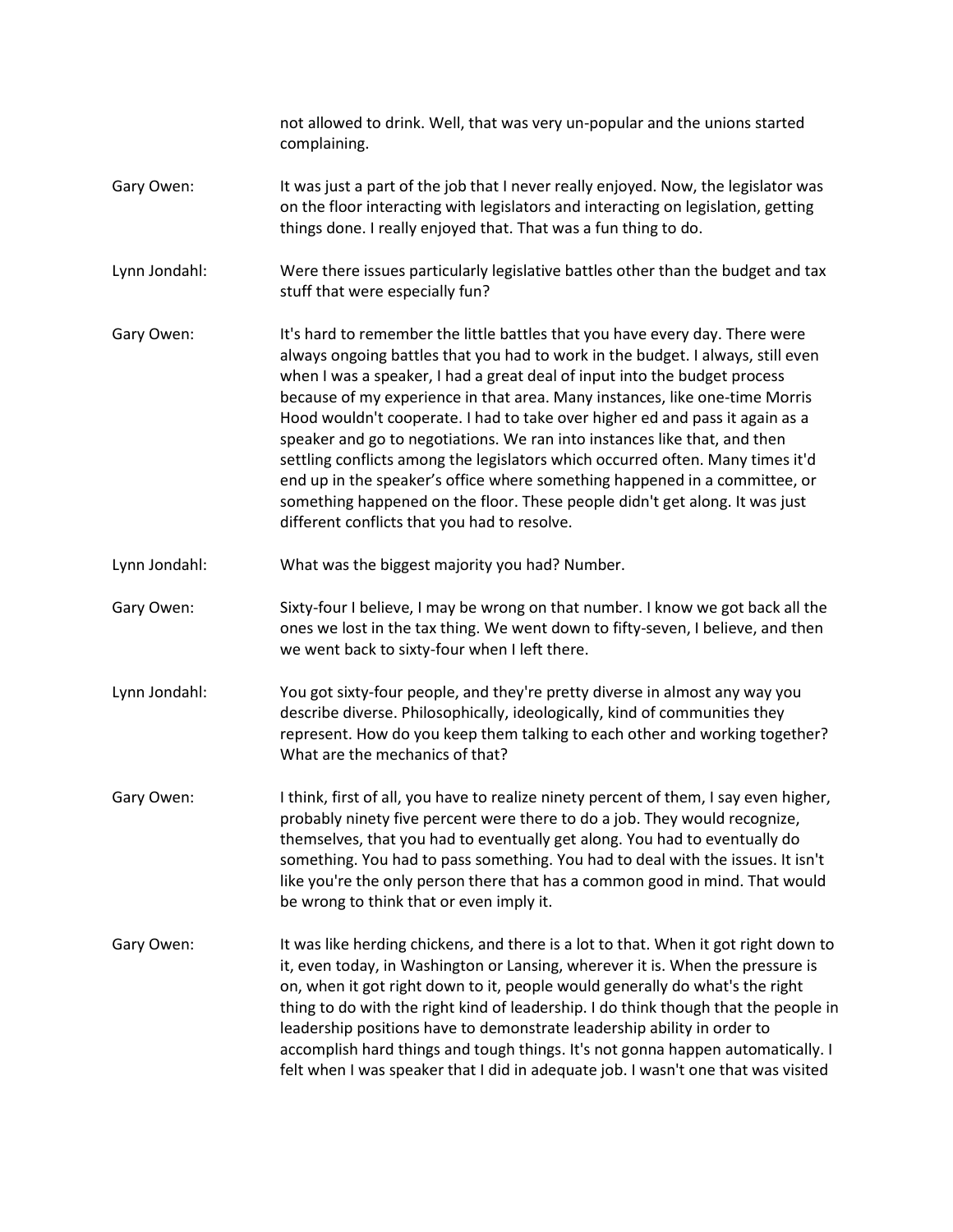not allowed to drink. Well, that was very un-popular and the unions started complaining.

Gary Owen: It was just a part of the job that I never really enjoyed. Now, the legislator was on the floor interacting with legislators and interacting on legislation, getting things done. I really enjoyed that. That was a fun thing to do.

Lynn Jondahl: Were there issues particularly legislative battles other than the budget and tax stuff that were especially fun?

Gary Owen: It's hard to remember the little battles that you have every day. There were always ongoing battles that you had to work in the budget. I always, still even when I was a speaker, I had a great deal of input into the budget process because of my experience in that area. Many instances, like one-time Morris Hood wouldn't cooperate. I had to take over higher ed and pass it again as a speaker and go to negotiations. We ran into instances like that, and then settling conflicts among the legislators which occurred often. Many times it'd end up in the speaker's office where something happened in a committee, or something happened on the floor. These people didn't get along. It was just different conflicts that you had to resolve.

Lynn Jondahl: What was the biggest majority you had? Number.

Gary Owen: Sixty-four I believe, I may be wrong on that number. I know we got back all the ones we lost in the tax thing. We went down to fifty-seven, I believe, and then we went back to sixty-four when I left there.

Lynn Jondahl: You got sixty-four people, and they're pretty diverse in almost any way you describe diverse. Philosophically, ideologically, kind of communities they represent. How do you keep them talking to each other and working together? What are the mechanics of that?

Gary Owen: I think, first of all, you have to realize ninety percent of them, I say even higher, probably ninety five percent were there to do a job. They would recognize, themselves, that you had to eventually get along. You had to eventually do something. You had to pass something. You had to deal with the issues. It isn't like you're the only person there that has a common good in mind. That would be wrong to think that or even imply it.

Gary Owen: It was like herding chickens, and there is a lot to that. When it got right down to it, even today, in Washington or Lansing, wherever it is. When the pressure is on, when it got right down to it, people would generally do what's the right thing to do with the right kind of leadership. I do think though that the people in leadership positions have to demonstrate leadership ability in order to accomplish hard things and tough things. It's not gonna happen automatically. I felt when I was speaker that I did in adequate job. I wasn't one that was visited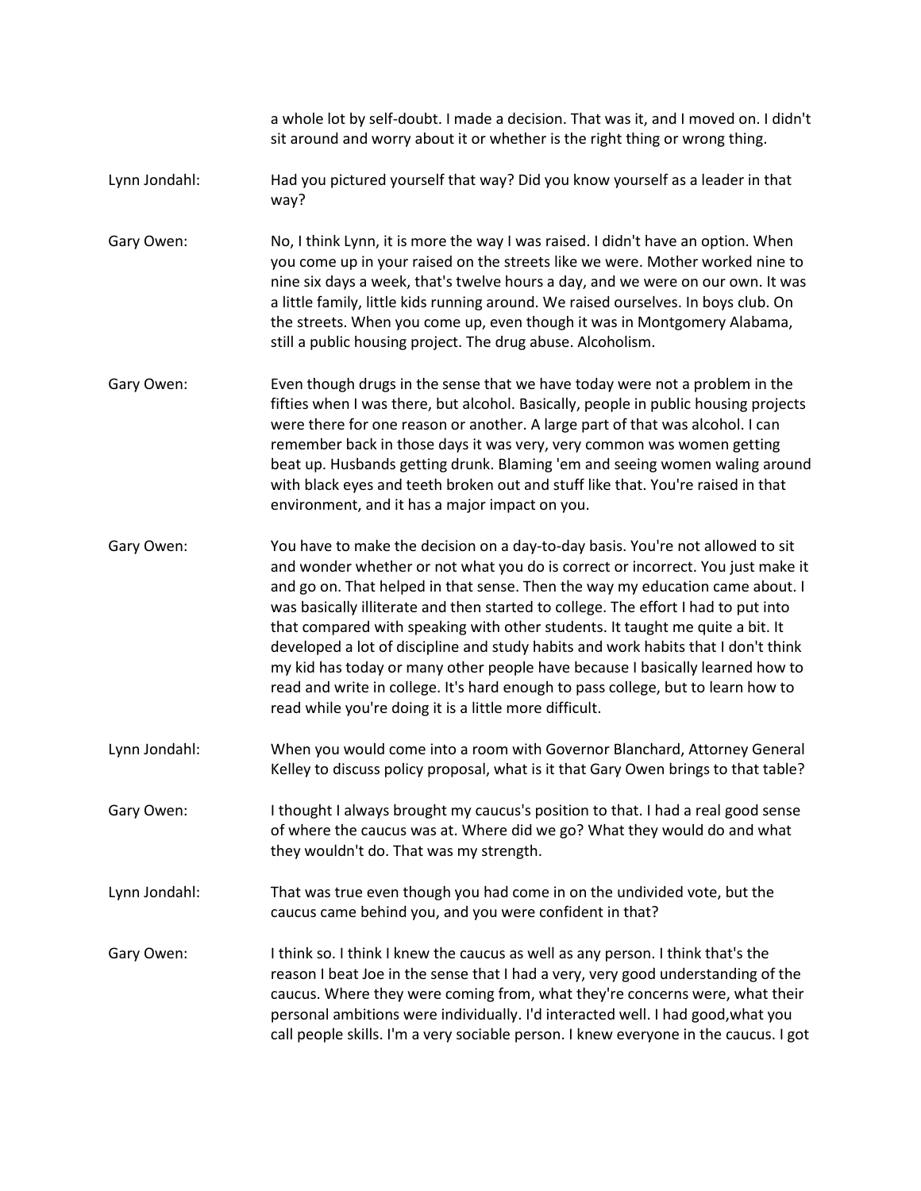a whole lot by self-doubt. I made a decision. That was it, and I moved on. I didn't sit around and worry about it or whether is the right thing or wrong thing.

**Lynn Jondahl:** Had you pictured yourself that way? Did you know yourself as a leader in that way?

**Gary Owen:** No, I think Lynn, it is more the way I was raised. I didn't have an option. When you come up in your raised on the streets like we were. Mother worked nine to nine six days a week, that's twelve hours a day, and we were on our own. It was a little family, little kids running around. We raised ourselves. In boys club. On the streets. When you come up, even though it was in Montgomery Alabama, still a public housing project. The drug abuse. Alcoholism.

**Gary Owen:** Even though drugs in the sense that we have today were not a problem in the fifties when I was there, but alcohol. Basically, people in public housing projects were there for one reason or another. A large part of that was alcohol. I can remember back in those days it was very, very common was women getting beat up. Husbands getting drunk. Blaming 'em and seeing women waling around with black eyes and teeth broken out and stuff like that. You're raised in that environment, and it has a major impact on you.

**Gary Owen:** You have to make the decision on a day-to-day basis. You're not allowed to sit and wonder whether or not what you do is correct or incorrect. You just make it and go on. That helped in that sense. Then the way my education came about. I was basically illiterate and then started to college. The effort I had to put into that compared with speaking with other students. It taught me quite a bit. It developed a lot of discipline and study habits and work habits that I don't think my kid has today or many other people have because I basically learned how to read and write in college. It's hard enough to pass college, but to learn how to read while you're doing it is a little more difficult.

**Lynn Jondahl:** When you would come into a room with Governor Blanchard, Attorney General Kelley to discuss policy proposal, what is it that Gary Owen brings to that table?

**Gary Owen:** I thought I always brought my caucus's position to that. I had a real good sense of where the caucus was at. Where did we go? What they would do and what they wouldn't do. That was my strength.

**Lynn Jondahl:** That was true even though you had come in on the undivided vote, but the caucus came behind you, and you were confident in that?

**Gary Owen:** I think so. I think I knew the caucus as well as any person. I think that's the reason I beat Joe in the sense that I had a very, very good understanding of the caucus. Where they were coming from, what they're concerns were, what their personal ambitions were individually. I'd interacted well. I had good,what you call people skills. I'm a very sociable person. I knew everyone in the caucus. I got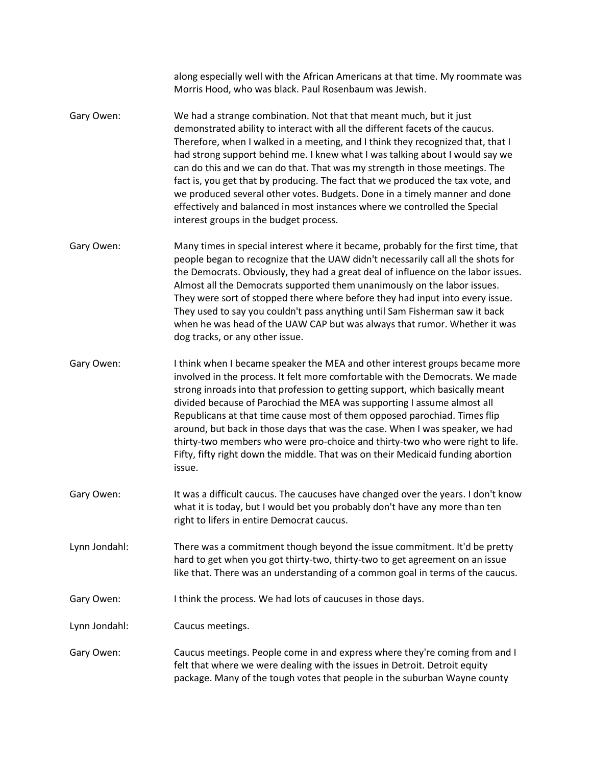along especially well with the African Americans at that time. My roommate was Morris Hood, who was black. Paul Rosenbaum was Jewish.

Gary Owen: We had a strange combination. Not that that meant much, but it just demonstrated ability to interact with all the different facets of the caucus. Therefore, when I walked in a meeting, and I think they recognized that, that I had strong support behind me. I knew what I was talking about I would say we can do this and we can do that. That was my strength in those meetings. The fact is, you get that by producing. The fact that we produced the tax vote, and we produced several other votes. Budgets. Done in a timely manner and done effectively and balanced in most instances where we controlled the Special interest groups in the budget process.

Gary Owen: Many times in special interest where it became, probably for the first time, that people began to recognize that the UAW didn't necessarily call all the shots for the Democrats. Obviously, they had a great deal of influence on the labor issues. Almost all the Democrats supported them unanimously on the labor issues. They were sort of stopped there where before they had input into every issue. They used to say you couldn't pass anything until Sam Fisherman saw it back when he was head of the UAW CAP but was always that rumor. Whether it was dog tracks, or any other issue.

Gary Owen: I think when I became speaker the MEA and other interest groups became more involved in the process. It felt more comfortable with the Democrats. We made strong inroads into that profession to getting support, which basically meant divided because of Parochiad the MEA was supporting I assume almost all Republicans at that time cause most of them opposed parochiad. Times flip around, but back in those days that was the case. When I was speaker, we had thirty-two members who were pro-choice and thirty-two who were right to life. Fifty, fifty right down the middle. That was on their Medicaid funding abortion issue.

Gary Owen: It was a difficult caucus. The caucuses have changed over the years. I don't know what it is today, but I would bet you probably don't have any more than ten right to lifers in entire Democrat caucus.

Lynn Jondahl: There was a commitment though beyond the issue commitment. It'd be pretty hard to get when you got thirty-two, thirty-two to get agreement on an issue like that. There was an understanding of a common goal in terms of the caucus.

Gary Owen: I think the process. We had lots of caucuses in those days.

Lynn Jondahl: Caucus meetings.

Gary Owen: Caucus meetings. People come in and express where they're coming from and I felt that where we were dealing with the issues in Detroit. Detroit equity package. Many of the tough votes that people in the suburban Wayne county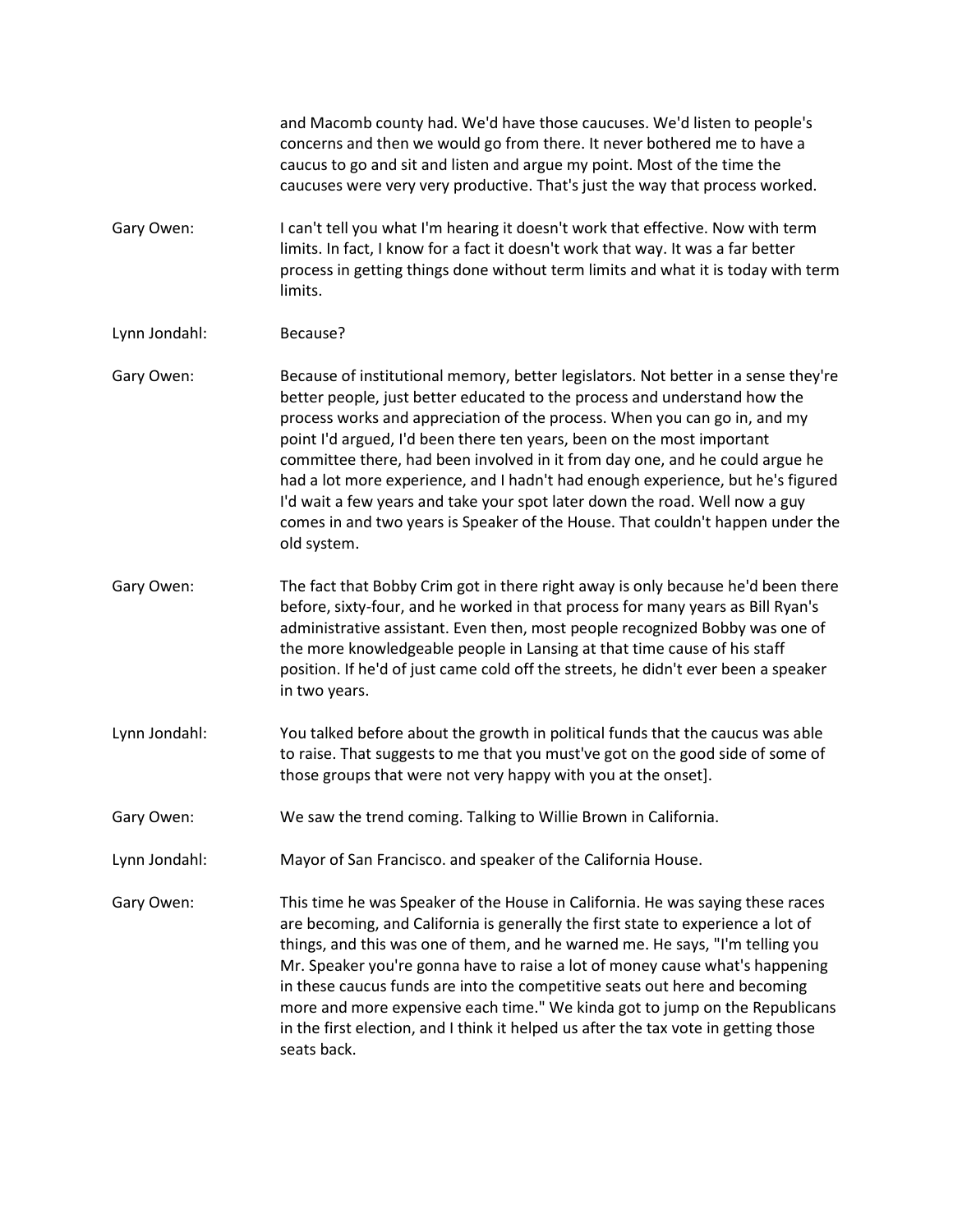and Macomb county had. We'd have those caucuses. We'd listen to people's concerns and then we would go from there. It never bothered me to have a caucus to go and sit and listen and argue my point. Most of the time the caucuses were very very productive. That's just the way that process worked.

Gary Owen: I can't tell you what I'm hearing it doesn't work that effective. Now with term limits. In fact, I know for a fact it doesn't work that way. It was a far better process in getting things done without term limits and what it is today with term limits.

Lynn Jondahl: Because?

Gary Owen: Because of institutional memory, better legislators. Not better in a sense they're better people, just better educated to the process and understand how the process works and appreciation of the process. When you can go in, and my point I'd argued, I'd been there ten years, been on the most important committee there, had been involved in it from day one, and he could argue he had a lot more experience, and I hadn't had enough experience, but he's figured I'd wait a few years and take your spot later down the road. Well now a guy comes in and two years is Speaker of the House. That couldn't happen under the old system.

Gary Owen: The fact that Bobby Crim got in there right away is only because he'd been there before, sixty-four, and he worked in that process for many years as Bill Ryan's administrative assistant. Even then, most people recognized Bobby was one of the more knowledgeable people in Lansing at that time cause of his staff position. If he'd of just came cold off the streets, he didn't ever been a speaker in two years.

Lynn Jondahl: You talked before about the growth in political funds that the caucus was able to raise. That suggests to me that you must've got on the good side of some of those groups that were not very happy with you at the onset].

Gary Owen: We saw the trend coming. Talking to Willie Brown in California.

Lynn Jondahl: Mayor of San Francisco. and speaker of the California House.

Gary Owen: This time he was Speaker of the House in California. He was saying these races are becoming, and California is generally the first state to experience a lot of things, and this was one of them, and he warned me. He says, "I'm telling you Mr. Speaker you're gonna have to raise a lot of money cause what's happening in these caucus funds are into the competitive seats out here and becoming more and more expensive each time." We kinda got to jump on the Republicans in the first election, and I think it helped us after the tax vote in getting those seats back.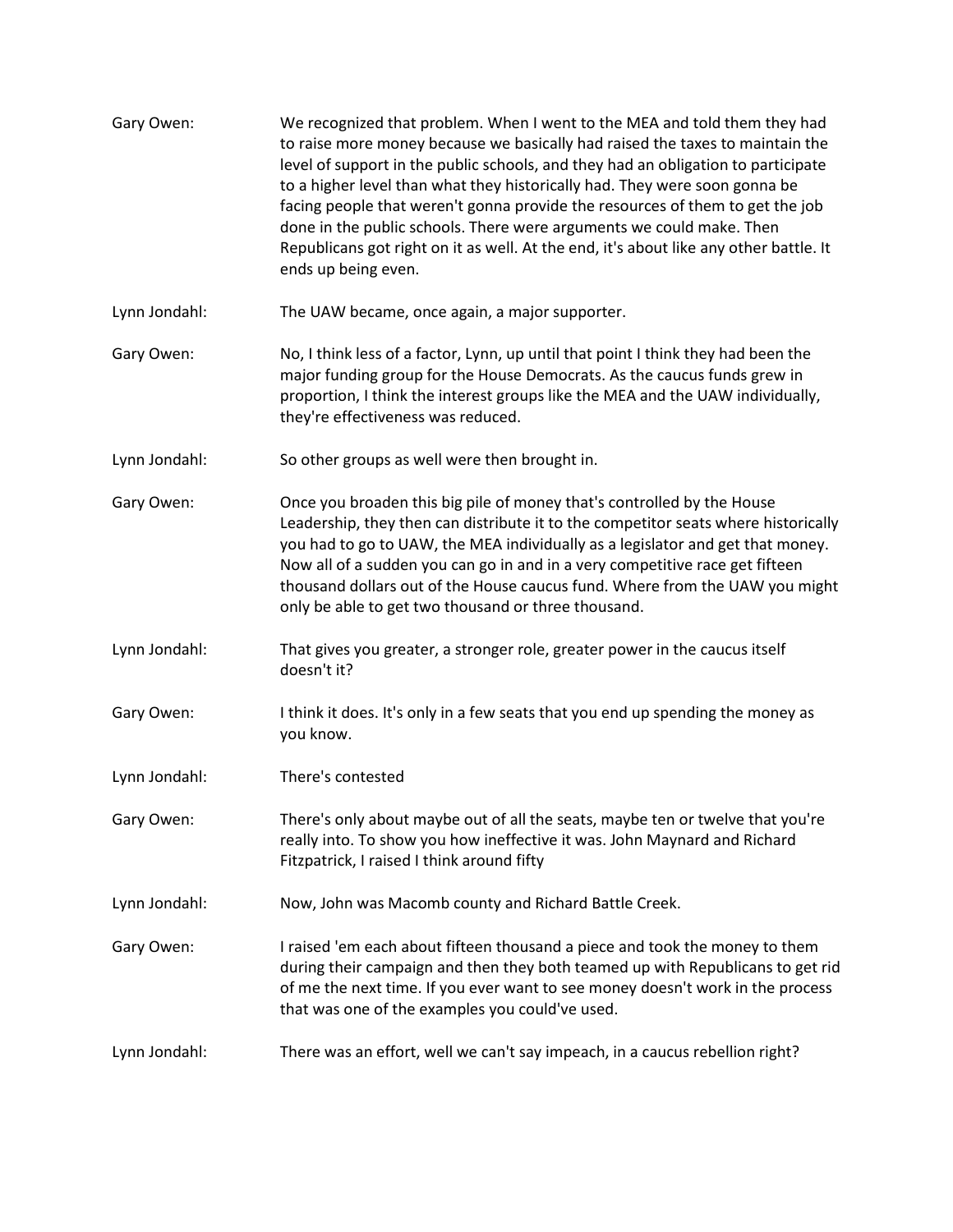Gary Owen: We recognized that problem. When I went to the MEA and told them they had to raise more money because we basically had raised the taxes to maintain the level of support in the public schools, and they had an obligation to participate to a higher level than what they historically had. They were soon gonna be facing people that weren't gonna provide the resources of them to get the job done in the public schools. There were arguments we could make. Then Republicans got right on it as well. At the end, it's about like any other battle. It ends up being even.

Lynn Jondahl: The UAW became, once again, a major supporter.

Gary Owen: No, I think less of a factor, Lynn, up until that point I think they had been the major funding group for the House Democrats. As the caucus funds grew in proportion, I think the interest groups like the MEA and the UAW individually, they're effectiveness was reduced.

Lynn Jondahl: So other groups as well were then brought in.

Gary Owen: Once you broaden this big pile of money that's controlled by the House Leadership, they then can distribute it to the competitor seats where historically you had to go to UAW, the MEA individually as a legislator and get that money. Now all of a sudden you can go in and in a very competitive race get fifteen thousand dollars out of the House caucus fund. Where from the UAW you might only be able to get two thousand or three thousand.

Lynn Jondahl: That gives you greater, a stronger role, greater power in the caucus itself doesn't it?

Gary Owen: I think it does. It's only in a few seats that you end up spending the money as you know.

Lynn Jondahl: There's contested

Gary Owen: There's only about maybe out of all the seats, maybe ten or twelve that you're really into. To show you how ineffective it was. John Maynard and Richard Fitzpatrick, I raised I think around fifty

Lynn Jondahl: Now, John was Macomb county and Richard Battle Creek.

Gary Owen: I raised 'em each about fifteen thousand a piece and took the money to them during their campaign and then they both teamed up with Republicans to get rid of me the next time. If you ever want to see money doesn't work in the process that was one of the examples you could've used.

Lynn Jondahl: There was an effort, well we can't say impeach, in a caucus rebellion right?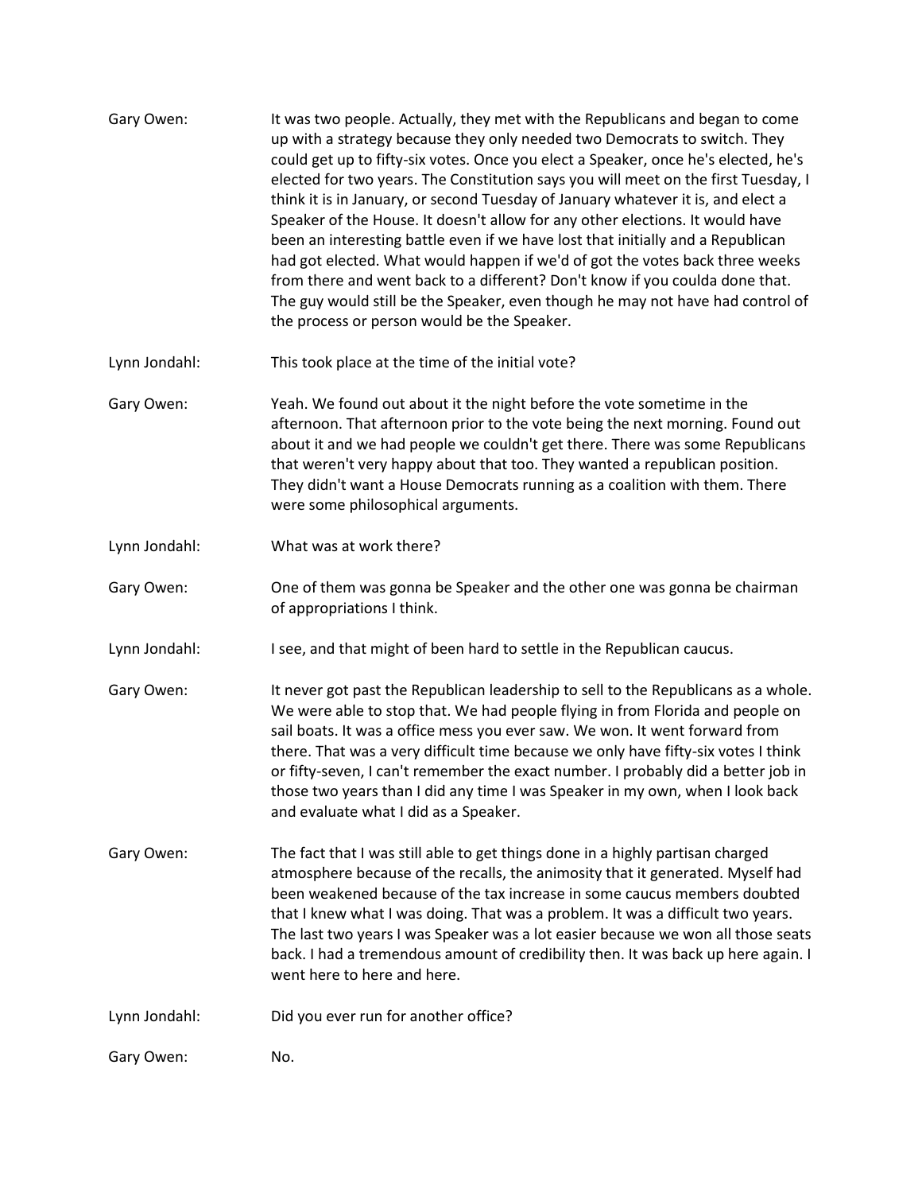Gary Owen: It was two people. Actually, they met with the Republicans and began to come up with a strategy because they only needed two Democrats to switch. They could get up to fifty-six votes. Once you elect a Speaker, once he's elected, he's elected for two years. The Constitution says you will meet on the first Tuesday, I think it is in January, or second Tuesday of January whatever it is, and elect a Speaker of the House. It doesn't allow for any other elections. It would have been an interesting battle even if we have lost that initially and a Republican had got elected. What would happen if we'd of got the votes back three weeks from there and went back to a different? Don't know if you coulda done that. The guy would still be the Speaker, even though he may not have had control of the process or person would be the Speaker.

Lynn Jondahl: This took place at the time of the initial vote?

Gary Owen: Yeah. We found out about it the night before the vote sometime in the afternoon. That afternoon prior to the vote being the next morning. Found out about it and we had people we couldn't get there. There was some Republicans that weren't very happy about that too. They wanted a republican position. They didn't want a House Democrats running as a coalition with them. There were some philosophical arguments.

Lynn Jondahl: What was at work there?

Gary Owen: One of them was gonna be Speaker and the other one was gonna be chairman of appropriations I think.

Lynn Jondahl: I see, and that might of been hard to settle in the Republican caucus.

Gary Owen: It never got past the Republican leadership to sell to the Republicans as a whole. We were able to stop that. We had people flying in from Florida and people on sail boats. It was a office mess you ever saw. We won. It went forward from there. That was a very difficult time because we only have fifty-six votes I think or fifty-seven, I can't remember the exact number. I probably did a better job in those two years than I did any time I was Speaker in my own, when I look back and evaluate what I did as a Speaker.

Gary Owen: The fact that I was still able to get things done in a highly partisan charged atmosphere because of the recalls, the animosity that it generated. Myself had been weakened because of the tax increase in some caucus members doubted that I knew what I was doing. That was a problem. It was a difficult two years. The last two years I was Speaker was a lot easier because we won all those seats back. I had a tremendous amount of credibility then. It was back up here again. I went here to here and here.

Lynn Jondahl: Did you ever run for another office?

Gary Owen: No.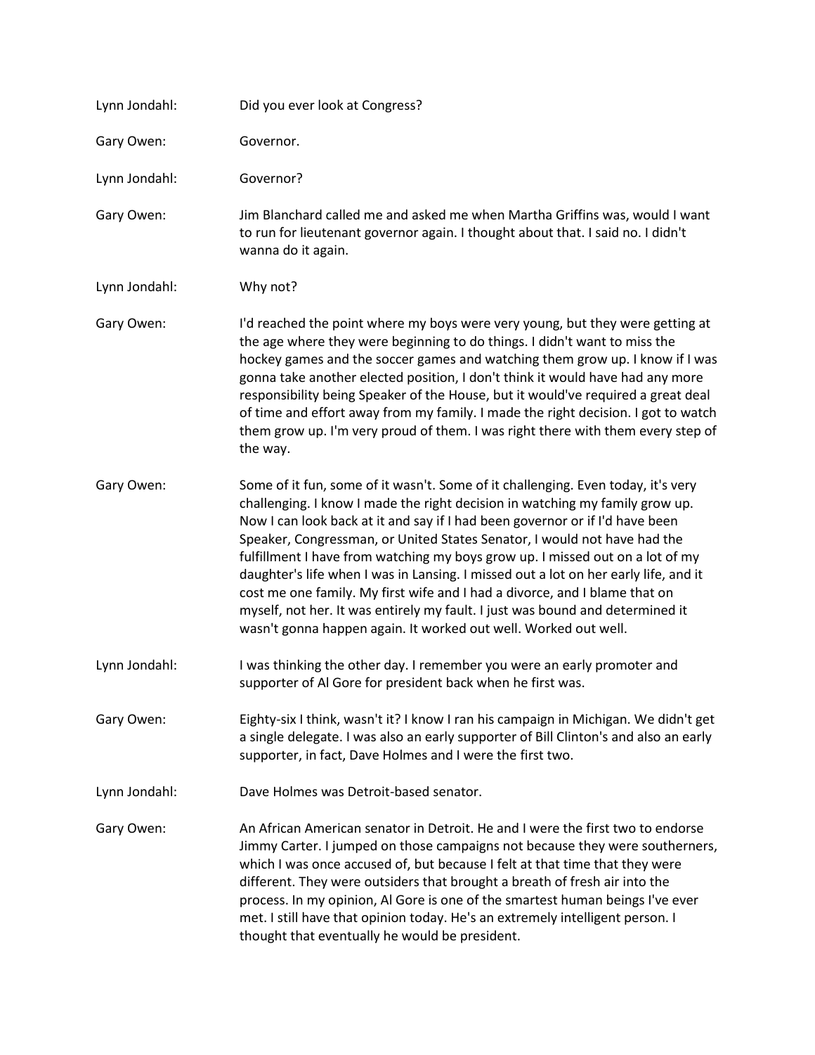Lynn Jondahl: Did you ever look at Congress?

Gary Owen: Governor.

Lynn Jondahl: Governor?

Gary Owen: Jim Blanchard called me and asked me when Martha Griffins was, would I want to run for lieutenant governor again. I thought about that. I said no. I didn't wanna do it again.

Lynn Jondahl: Why not?

Gary Owen: I'd reached the point where my boys were very young, but they were getting at the age where they were beginning to do things. I didn't want to miss the hockey games and the soccer games and watching them grow up. I know if I was gonna take another elected position, I don't think it would have had any more responsibility being Speaker of the House, but it would've required a great deal of time and effort away from my family. I made the right decision. I got to watch them grow up. I'm very proud of them. I was right there with them every step of the way.

Gary Owen: Some of it fun, some of it wasn't. Some of it challenging. Even today, it's very challenging. I know I made the right decision in watching my family grow up. Now I can look back at it and say if I had been governor or if I'd have been Speaker, Congressman, or United States Senator, I would not have had the fulfillment I have from watching my boys grow up. I missed out on a lot of my daughter's life when I was in Lansing. I missed out a lot on her early life, and it cost me one family. My first wife and I had a divorce, and I blame that on myself, not her. It was entirely my fault. I just was bound and determined it wasn't gonna happen again. It worked out well. Worked out well.

Lynn Jondahl: I was thinking the other day. I remember you were an early promoter and supporter of Al Gore for president back when he first was.

Gary Owen: Eighty-six I think, wasn't it? I know I ran his campaign in Michigan. We didn't get a single delegate. I was also an early supporter of Bill Clinton's and also an early supporter, in fact, Dave Holmes and I were the first two.

Lynn Jondahl: Dave Holmes was Detroit-based senator.

Gary Owen: An African American senator in Detroit. He and I were the first two to endorse Jimmy Carter. I jumped on those campaigns not because they were southerners, which I was once accused of, but because I felt at that time that they were different. They were outsiders that brought a breath of fresh air into the process. In my opinion, Al Gore is one of the smartest human beings I've ever met. I still have that opinion today. He's an extremely intelligent person. I thought that eventually he would be president.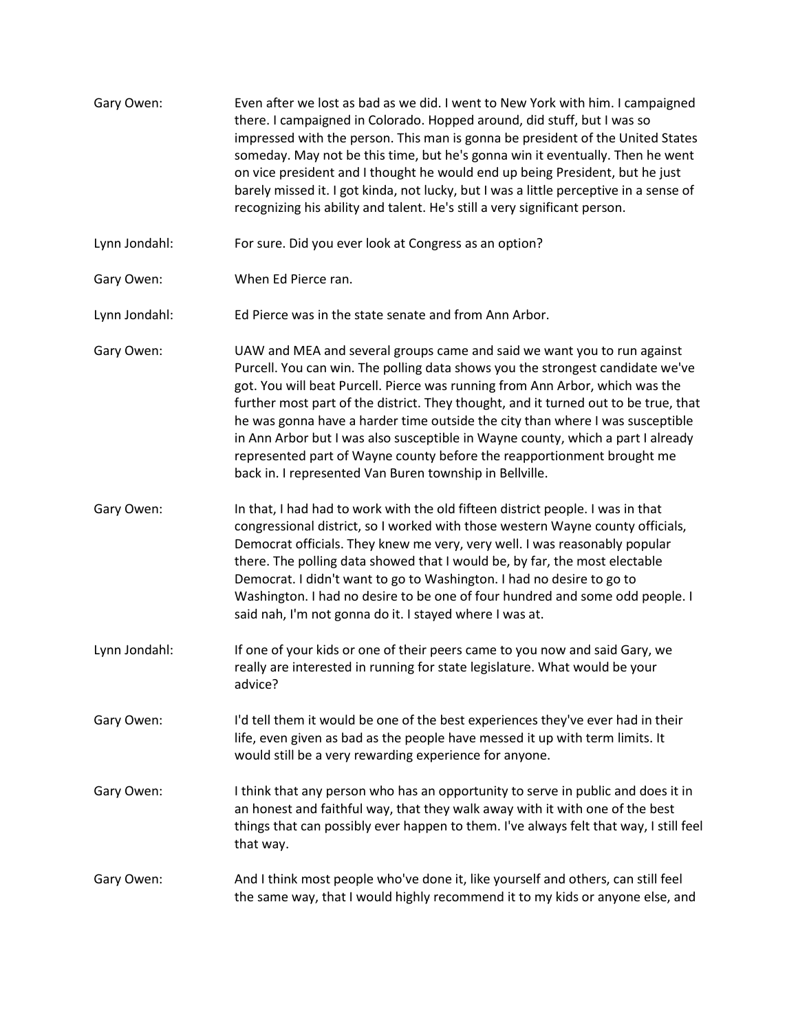Gary Owen: Even after we lost as bad as we did. I went to New York with him. I campaigned there. I campaigned in Colorado. Hopped around, did stuff, but I was so impressed with the person. This man is gonna be president of the United States someday. May not be this time, but he's gonna win it eventually. Then he went on vice president and I thought he would end up being President, but he just barely missed it. I got kinda, not lucky, but I was a little perceptive in a sense of recognizing his ability and talent. He's still a very significant person.

Lynn Jondahl: For sure. Did you ever look at Congress as an option?

Gary Owen: When Ed Pierce ran.

Lynn Jondahl: Ed Pierce was in the state senate and from Ann Arbor.

Gary Owen: UAW and MEA and several groups came and said we want you to run against Purcell. You can win. The polling data shows you the strongest candidate we've got. You will beat Purcell. Pierce was running from Ann Arbor, which was the further most part of the district. They thought, and it turned out to be true, that he was gonna have a harder time outside the city than where I was susceptible in Ann Arbor but I was also susceptible in Wayne county, which a part I already represented part of Wayne county before the reapportionment brought me back in. I represented Van Buren township in Bellville.

Gary Owen: In that, I had had to work with the old fifteen district people. I was in that congressional district, so I worked with those western Wayne county officials, Democrat officials. They knew me very, very well. I was reasonably popular there. The polling data showed that I would be, by far, the most electable Democrat. I didn't want to go to Washington. I had no desire to go to Washington. I had no desire to be one of four hundred and some odd people. I said nah, I'm not gonna do it. I stayed where I was at.

Lynn Jondahl: If one of your kids or one of their peers came to you now and said Gary, we really are interested in running for state legislature. What would be your advice?

Gary Owen: I'd tell them it would be one of the best experiences they've ever had in their life, even given as bad as the people have messed it up with term limits. It would still be a very rewarding experience for anyone.

Gary Owen: I think that any person who has an opportunity to serve in public and does it in an honest and faithful way, that they walk away with it with one of the best things that can possibly ever happen to them. I've always felt that way, I still feel that way.

Gary Owen: And I think most people who've done it, like yourself and others, can still feel the same way, that I would highly recommend it to my kids or anyone else, and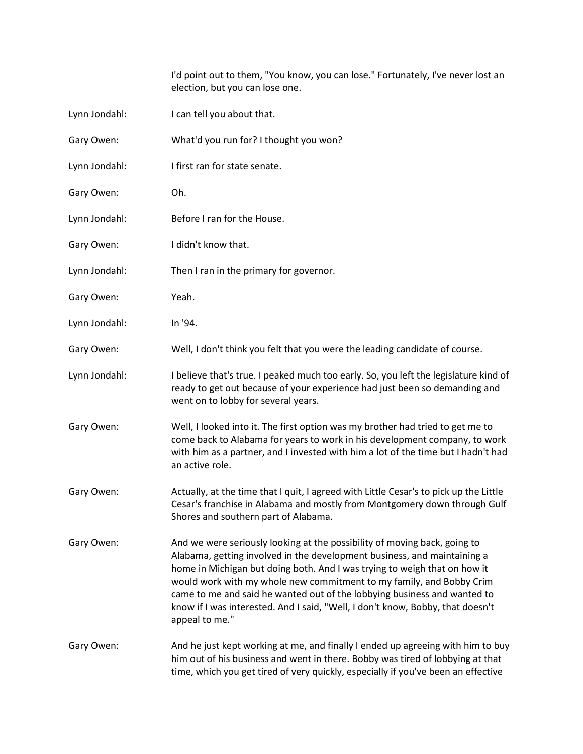I'd point out to them, "You know, you can lose." Fortunately, I've never lost an election, but you can lose one.

**Lynn Jondahl:** I can tell you about that.

**Gary Owen:** What'd you run for? I thought you won?

**Lynn Jondahl:** I first ran for state senate.

**Gary Owen:** Oh.

**Lynn Jondahl:** Before I ran for the House.

**Gary Owen:** I didn't know that.

**Lynn Jondahl:** Then I ran in the primary for governor.

**Gary Owen:** Yeah.

**Lynn Jondahl:** In '94.

**Gary Owen:** Well, I don't think you felt that you were the leading candidate of course.

**Lynn Jondahl:** I believe that's true. I peaked much too early. So, you left the legislature kind of ready to get out because of your experience had just been so demanding and went on to lobby for several years.

**Gary Owen:** Well, I looked into it. The first option was my brother had tried to get me to come back to Alabama for years to work in his development company, to work with him as a partner, and I invested with him a lot of the time but I hadn't had an active role.

**Gary Owen:** Actually, at the time that I quit, I agreed with Little Cesar's to pick up the Little Cesar's franchise in Alabama and mostly from Montgomery down through Gulf Shores and southern part of Alabama.

**Gary Owen:** And we were seriously looking at the possibility of moving back, going to Alabama, getting involved in the development business, and maintaining a home in Michigan but doing both. And I was trying to weigh that on how it would work with my whole new commitment to my family, and Bobby Crim came to me and said he wanted out of the lobbying business and wanted to know if I was interested. And I said, "Well, I don't know, Bobby, that doesn't appeal to me."

**Gary Owen:** And he just kept working at me, and finally I ended up agreeing with him to buy him out of his business and went in there. Bobby was tired of lobbying at that time, which you get tired of very quickly, especially if you've been an effective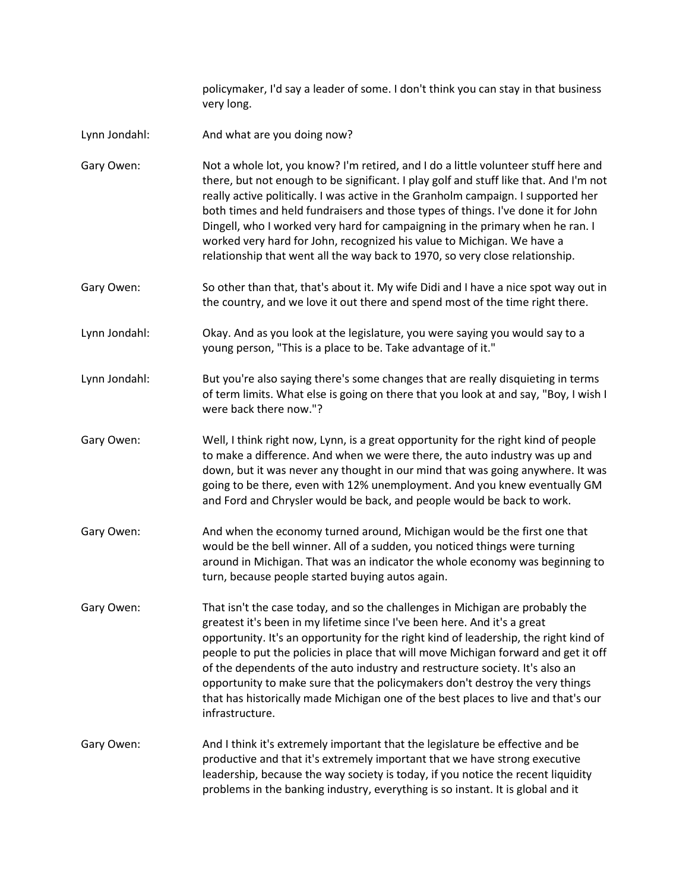policymaker, I'd say a leader of some. I don't think you can stay in that business very long.

Lynn Jondahl: And what are you doing now?

Gary Owen: Not a whole lot, you know? I'm retired, and I do a little volunteer stuff here and there, but not enough to be significant. I play golf and stuff like that. And I'm not really active politically. I was active in the Granholm campaign. I supported her both times and held fundraisers and those types of things. I've done it for John Dingell, who I worked very hard for campaigning in the primary when he ran. I worked very hard for John, recognized his value to Michigan. We have a relationship that went all the way back to 1970, so very close relationship.

Gary Owen: So other than that, that's about it. My wife Didi and I have a nice spot way out in the country, and we love it out there and spend most of the time right there.

Lynn Jondahl: Okay. And as you look at the legislature, you were saying you would say to a young person, "This is a place to be. Take advantage of it."

Lynn Jondahl: But you're also saying there's some changes that are really disquieting in terms of term limits. What else is going on there that you look at and say, "Boy, I wish I were back there now."?

Gary Owen: Well, I think right now, Lynn, is a great opportunity for the right kind of people to make a difference. And when we were there, the auto industry was up and down, but it was never any thought in our mind that was going anywhere. It was going to be there, even with 12% unemployment. And you knew eventually GM and Ford and Chrysler would be back, and people would be back to work.

Gary Owen: And when the economy turned around, Michigan would be the first one that would be the bell winner. All of a sudden, you noticed things were turning around in Michigan. That was an indicator the whole economy was beginning to turn, because people started buying autos again.

Gary Owen: That isn't the case today, and so the challenges in Michigan are probably the greatest it's been in my lifetime since I've been here. And it's a great opportunity. It's an opportunity for the right kind of leadership, the right kind of people to put the policies in place that will move Michigan forward and get it off of the dependents of the auto industry and restructure society. It's also an opportunity to make sure that the policymakers don't destroy the very things that has historically made Michigan one of the best places to live and that's our infrastructure.

Gary Owen: And I think it's extremely important that the legislature be effective and be productive and that it's extremely important that we have strong executive leadership, because the way society is today, if you notice the recent liquidity problems in the banking industry, everything is so instant. It is global and it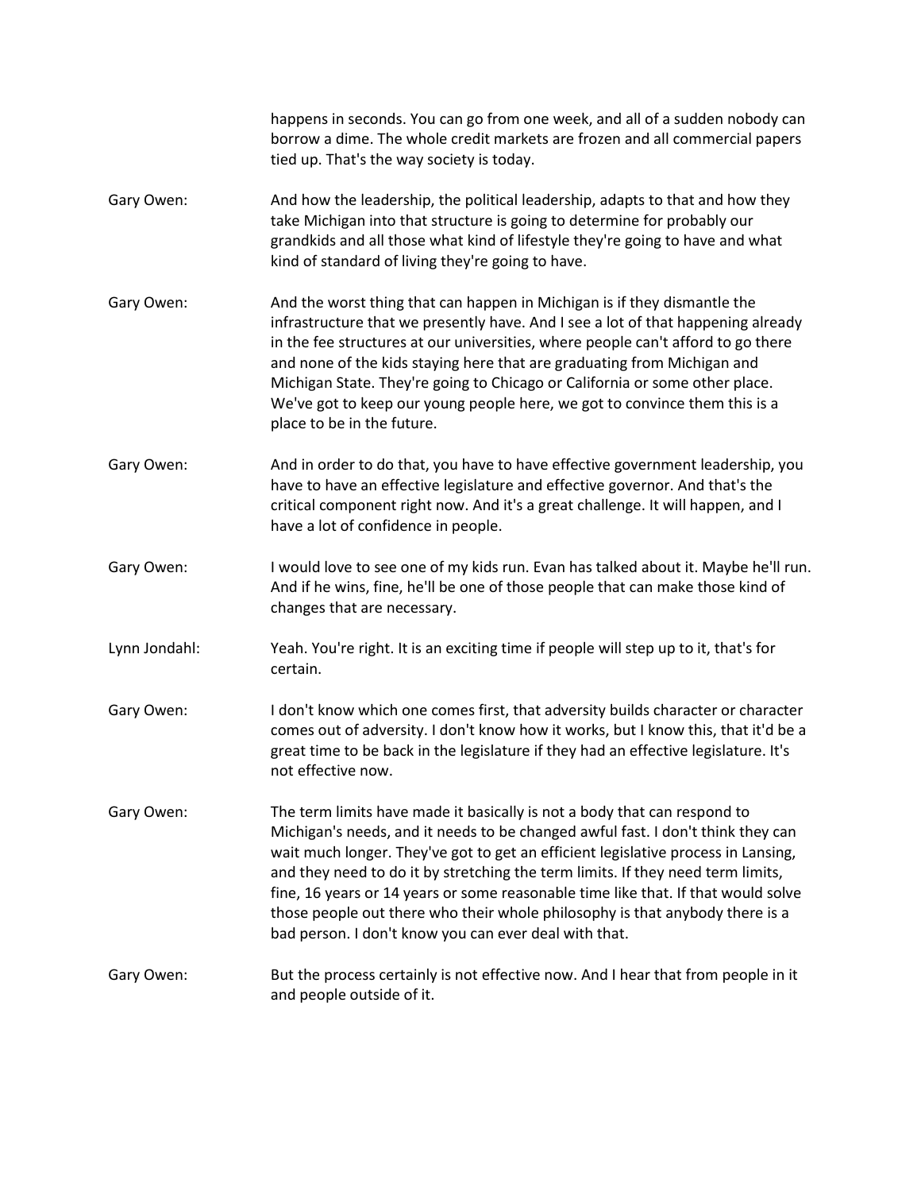happens in seconds. You can go from one week, and all of a sudden nobody can borrow a dime. The whole credit markets are frozen and all commercial papers tied up. That's the way society is today.

Gary Owen: And how the leadership, the political leadership, adapts to that and how they take Michigan into that structure is going to determine for probably our grandkids and all those what kind of lifestyle they're going to have and what kind of standard of living they're going to have.

Gary Owen: And the worst thing that can happen in Michigan is if they dismantle the infrastructure that we presently have. And I see a lot of that happening already in the fee structures at our universities, where people can't afford to go there and none of the kids staying here that are graduating from Michigan and Michigan State. They're going to Chicago or California or some other place. We've got to keep our young people here, we got to convince them this is a place to be in the future.

Gary Owen: And in order to do that, you have to have effective government leadership, you have to have an effective legislature and effective governor. And that's the critical component right now. And it's a great challenge. It will happen, and I have a lot of confidence in people.

Gary Owen: I would love to see one of my kids run. Evan has talked about it. Maybe he'll run. And if he wins, fine, he'll be one of those people that can make those kind of changes that are necessary.

Lynn Jondahl: Yeah. You're right. It is an exciting time if people will step up to it, that's for certain.

Gary Owen: I don't know which one comes first, that adversity builds character or character comes out of adversity. I don't know how it works, but I know this, that it'd be a great time to be back in the legislature if they had an effective legislature. It's not effective now.

Gary Owen: The term limits have made it basically is not a body that can respond to Michigan's needs, and it needs to be changed awful fast. I don't think they can wait much longer. They've got to get an efficient legislative process in Lansing, and they need to do it by stretching the term limits. If they need term limits, fine, 16 years or 14 years or some reasonable time like that. If that would solve those people out there who their whole philosophy is that anybody there is a bad person. I don't know you can ever deal with that.

Gary Owen: But the process certainly is not effective now. And I hear that from people in it and people outside of it.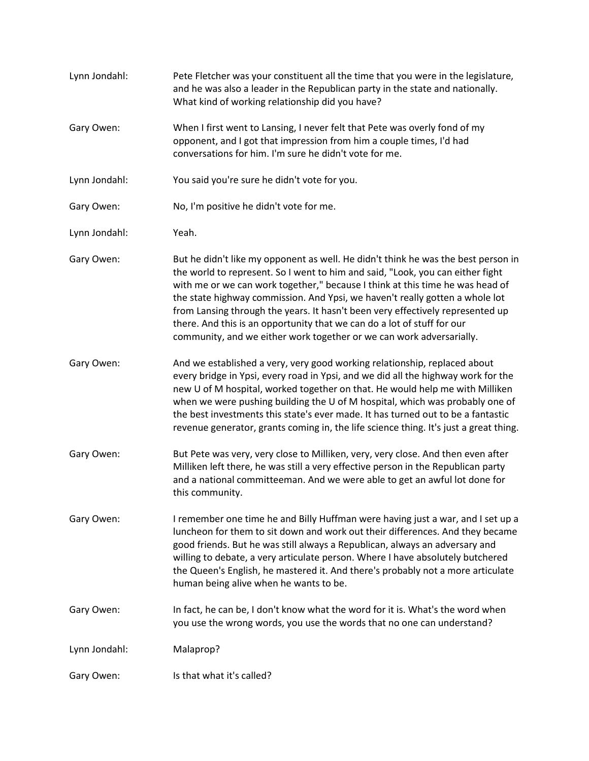Lynn Jondahl: Pete Fletcher was your constituent all the time that you were in the legislature, and he was also a leader in the Republican party in the state and nationally. What kind of working relationship did you have?

Gary Owen: When I first went to Lansing, I never felt that Pete was overly fond of my opponent, and I got that impression from him a couple times, I'd had conversations for him. I'm sure he didn't vote for me.

Lynn Jondahl: You said you're sure he didn't vote for you.

Gary Owen: No, I'm positive he didn't vote for me.

Lynn Jondahl: Yeah.

Gary Owen: But he didn't like my opponent as well. He didn't think he was the best person in the world to represent. So I went to him and said, "Look, you can either fight with me or we can work together," because I think at this time he was head of the state highway commission. And Ypsi, we haven't really gotten a whole lot from Lansing through the years. It hasn't been very effectively represented up there. And this is an opportunity that we can do a lot of stuff for our community, and we either work together or we can work adversarially.

Gary Owen: And we established a very, very good working relationship, replaced about every bridge in Ypsi, every road in Ypsi, and we did all the highway work for the new U of M hospital, worked together on that. He would help me with Milliken when we were pushing building the U of M hospital, which was probably one of the best investments this state's ever made. It has turned out to be a fantastic revenue generator, grants coming in, the life science thing. It's just a great thing.

Gary Owen: But Pete was very, very close to Milliken, very, very close. And then even after Milliken left there, he was still a very effective person in the Republican party and a national committeeman. And we were able to get an awful lot done for this community.

Gary Owen: I remember one time he and Billy Huffman were having just a war, and I set up a luncheon for them to sit down and work out their differences. And they became good friends. But he was still always a Republican, always an adversary and willing to debate, a very articulate person. Where I have absolutely butchered the Queen's English, he mastered it. And there's probably not a more articulate human being alive when he wants to be.

Gary Owen: In fact, he can be, I don't know what the word for it is. What's the word when you use the wrong words, you use the words that no one can understand?

Lynn Jondahl: Malaprop?

Gary Owen: Is that what it's called?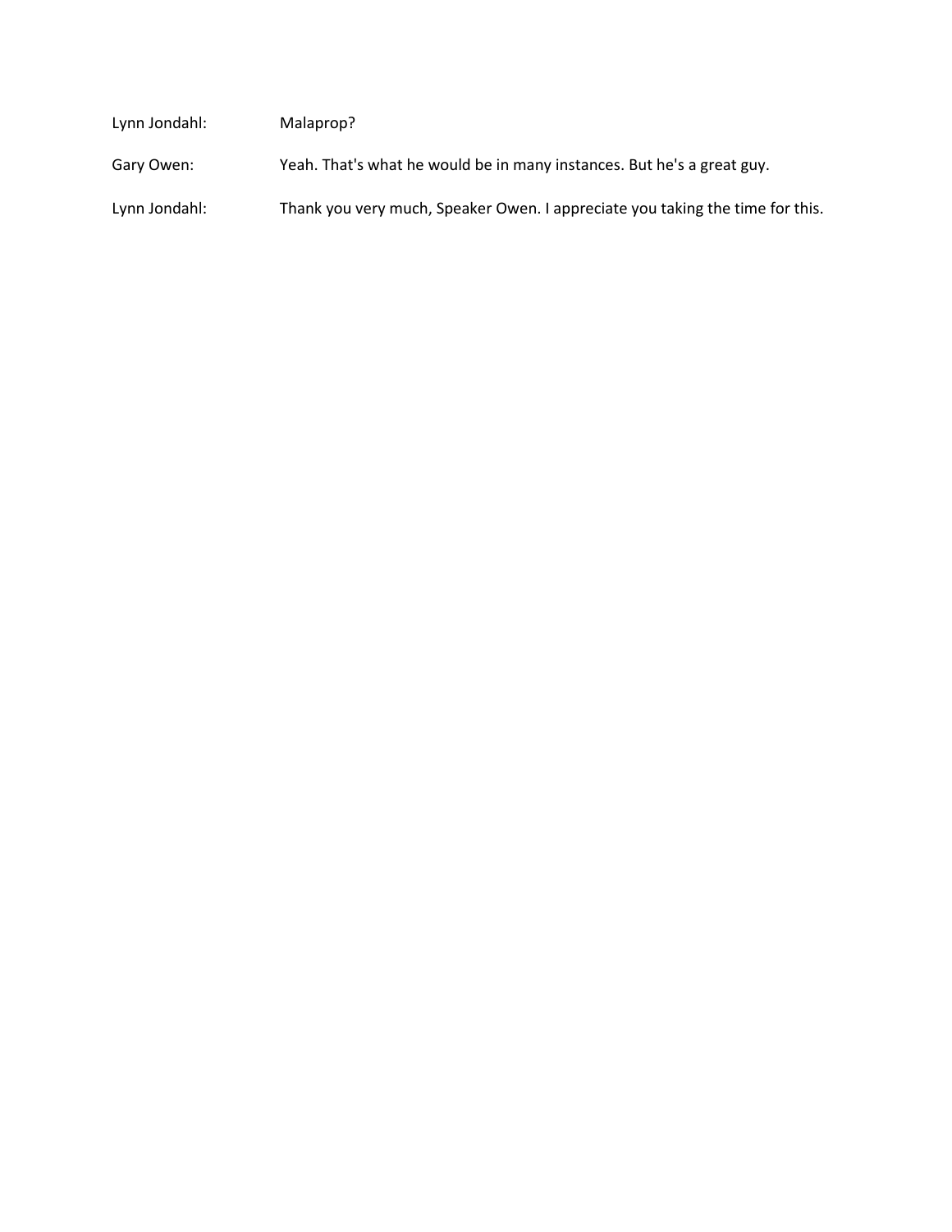Lynn Jondahl: Malaprop?

Gary Owen: Yeah. That's what he would be in many instances. But he's a great guy.

Lynn Jondahl: Thank you very much, Speaker Owen. I appreciate you taking the time for this.